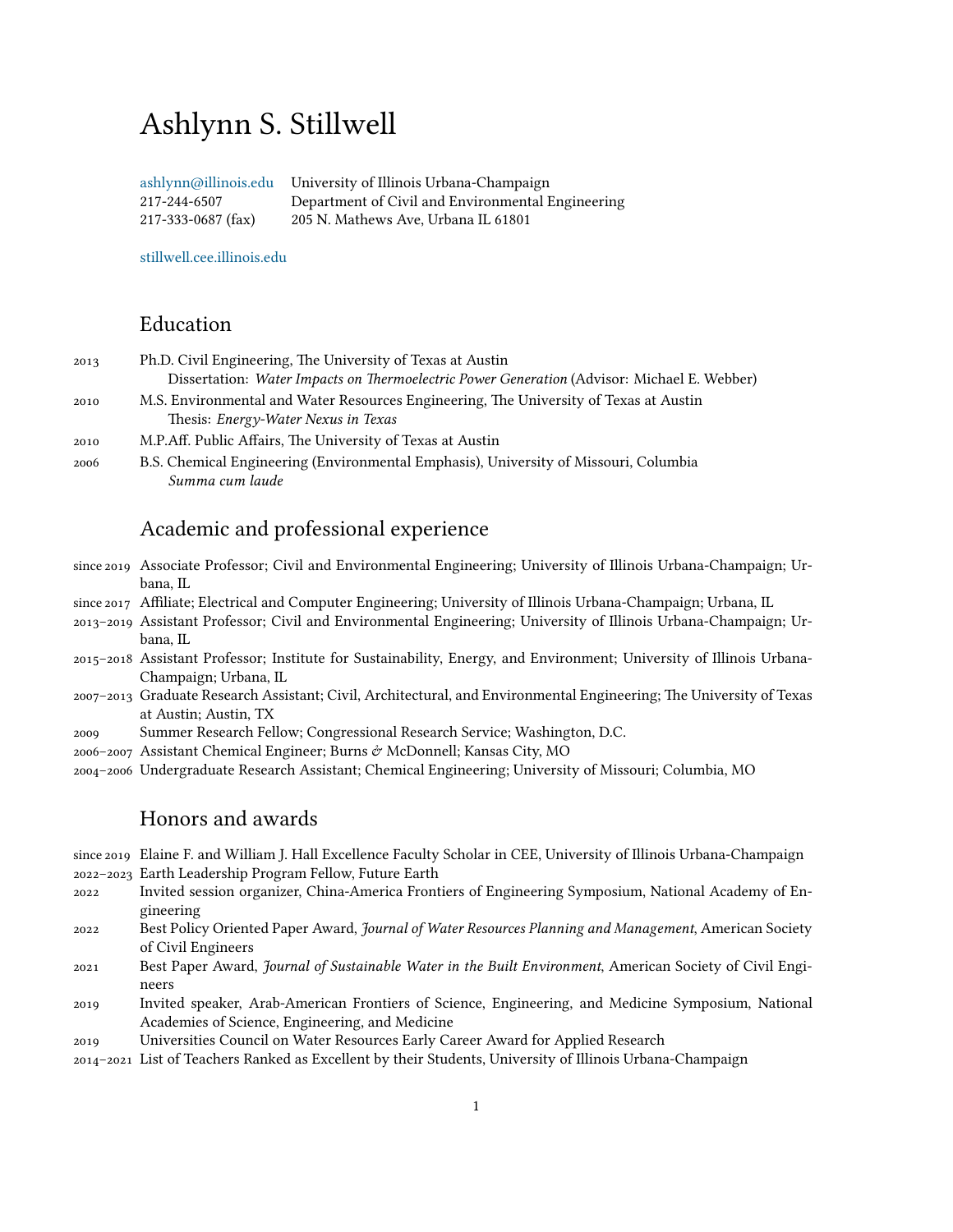# Ashlynn S. Stillwell

ashlynn@illinois.edu
217-244-6507
217-333-0687 (fax)

University of Illinois Urbana-Champaign
Department of Civil and Environmental Engineering
205 N. Mathews Ave, Urbana IL 61801

stillwell.cee.illinois.edu

## Education

2013 Ph.D. Civil Engineering, The University of Texas at Austin
Dissertation: *Water Impacts on Thermoelectric Power Generation* (Advisor: Michael E. Webber)

2010 M.S. Environmental and Water Resources Engineering, The University of Texas at Austin
Thesis: *Energy-Water Nexus in Texas*

2010 M.P.Aff. Public Affairs, The University of Texas at Austin

2006 B.S. Chemical Engineering (Environmental Emphasis), University of Missouri, Columbia
*Summa cum laude*

## Academic and professional experience

since 2019 Associate Professor; Civil and Environmental Engineering; University of Illinois Urbana-Champaign; Urbana, IL

since 2017 Affiliate; Electrical and Computer Engineering; University of Illinois Urbana-Champaign; Urbana, IL

2013–2019 Assistant Professor; Civil and Environmental Engineering; University of Illinois Urbana-Champaign; Urbana, IL

2015–2018 Assistant Professor; Institute for Sustainability, Energy, and Environment; University of Illinois Urbana-Champaign; Urbana, IL

2007–2013 Graduate Research Assistant; Civil, Architectural, and Environmental Engineering; The University of Texas at Austin; Austin, TX

2009 Summer Research Fellow; Congressional Research Service; Washington, D.C.

2006–2007 Assistant Chemical Engineer; Burns & McDonnell; Kansas City, MO

2004–2006 Undergraduate Research Assistant; Chemical Engineering; University of Missouri; Columbia, MO

## Honors and awards

since 2019 Elaine F. and William J. Hall Excellence Faculty Scholar in CEE, University of Illinois Urbana-Champaign

2022–2023 Earth Leadership Program Fellow, Future Earth

2022 Invited session organizer, China-America Frontiers of Engineering Symposium, National Academy of Engineering

2022 Best Policy Oriented Paper Award, *Journal of Water Resources Planning and Management*, American Society of Civil Engineers

2021 Best Paper Award, *Journal of Sustainable Water in the Built Environment*, American Society of Civil Engineers

2019 Invited speaker, Arab-American Frontiers of Science, Engineering, and Medicine Symposium, National Academies of Science, Engineering, and Medicine

2019 Universities Council on Water Resources Early Career Award for Applied Research

2014–2021 List of Teachers Ranked as Excellent by their Students, University of Illinois Urbana-Champaign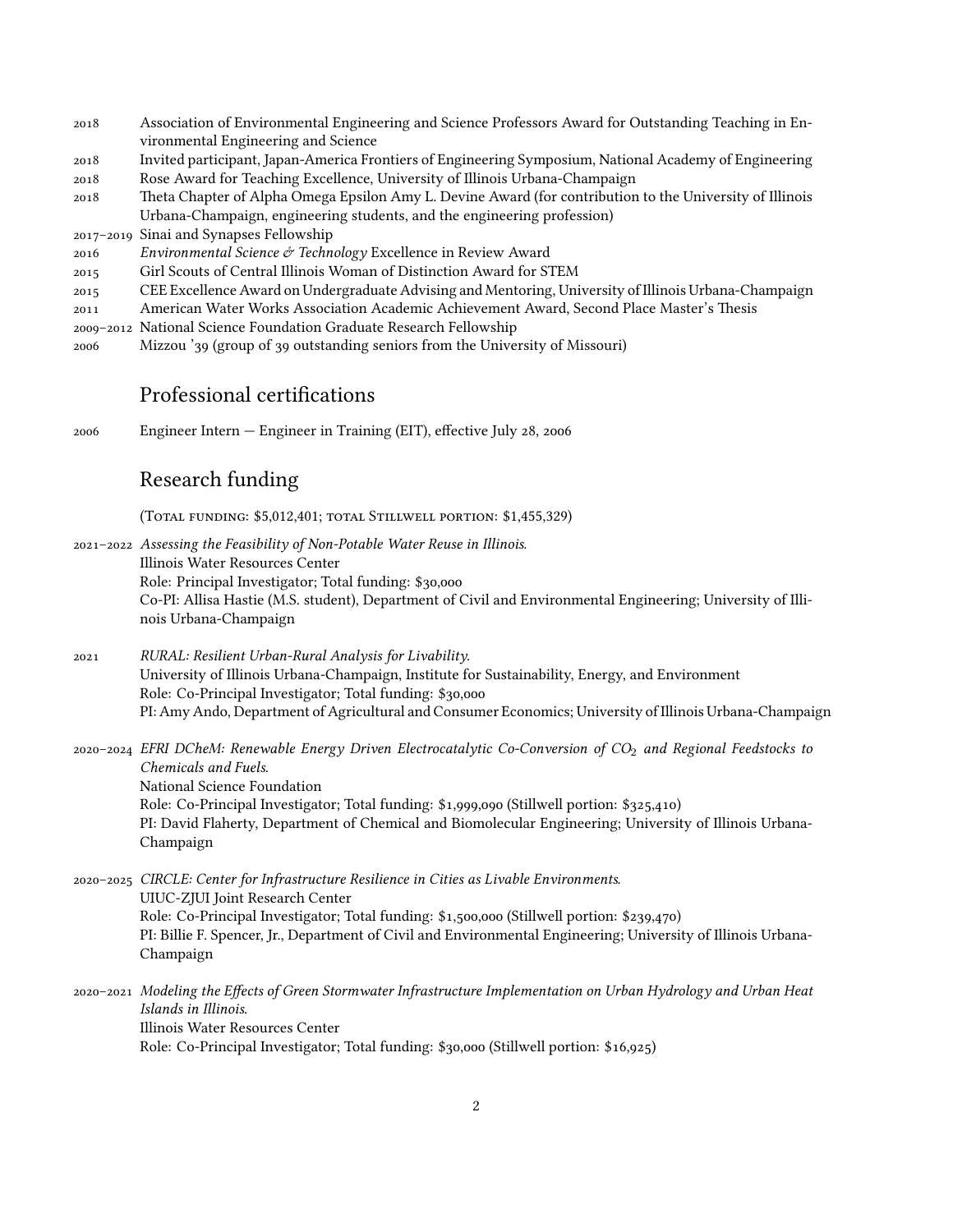- 2018 Association of Environmental Engineering and Science Professors Award for Outstanding Teaching in Environmental Engineering and Science
- 2018 Invited participant, Japan-America Frontiers of Engineering Symposium, National Academy of Engineering
- 2018 Rose Award for Teaching Excellence, University of Illinois Urbana-Champaign
- 2018 Theta Chapter of Alpha Omega Epsilon Amy L. Devine Award (for contribution to the University of Illinois Urbana-Champaign, engineering students, and the engineering profession)
- 2017–2019 Sinai and Synapses Fellowship
- 2016 *Environmental Science & Technology* Excellence in Review Award
- 2015 Girl Scouts of Central Illinois Woman of Distinction Award for STEM
- 2015 CEE Excellence Award on Undergraduate Advising and Mentoring, University of Illinois Urbana-Champaign
- 2011 American Water Works Association Academic Achievement Award, Second Place Master's Thesis
- 2009–2012 National Science Foundation Graduate Research Fellowship
- 2006 Mizzou '39 (group of 39 outstanding seniors from the University of Missouri)

## Professional certifications

2006 Engineer Intern — Engineer in Training (EIT), effective July 28, 2006

## Research funding

(Total funding: $5,012,401; total Stillwell portion: $1,455,329)

2021–2022 *Assessing the Feasibility of Non-Potable Water Reuse in Illinois.*
Illinois Water Resources Center
Role: Principal Investigator; Total funding: $30,000
Co-PI: Allisa Hastie (M.S. student), Department of Civil and Environmental Engineering; University of Illinois Urbana-Champaign

2021 *RURAL: Resilient Urban-Rural Analysis for Livability.*
University of Illinois Urbana-Champaign, Institute for Sustainability, Energy, and Environment
Role: Co-Principal Investigator; Total funding: $30,000
PI: Amy Ando, Department of Agricultural and Consumer Economics; University of Illinois Urbana-Champaign

2020–2024 *EFRI DCheM: Renewable Energy Driven Electrocatalytic Co-Conversion of $CO_2$ and Regional Feedstocks to Chemicals and Fuels.*
National Science Foundation
Role: Co-Principal Investigator; Total funding: $1,999,090 (Stillwell portion: $325,410)
PI: David Flaherty, Department of Chemical and Biomolecular Engineering; University of Illinois Urbana-Champaign

2020–2025 *CIRCLE: Center for Infrastructure Resilience in Cities as Livable Environments.*
UIUC-ZJUI Joint Research Center
Role: Co-Principal Investigator; Total funding: $1,500,000 (Stillwell portion: $239,470)
PI: Billie F. Spencer, Jr., Department of Civil and Environmental Engineering; University of Illinois Urbana-Champaign

2020–2021 *Modeling the Effects of Green Stormwater Infrastructure Implementation on Urban Hydrology and Urban Heat Islands in Illinois.*
Illinois Water Resources Center
Role: Co-Principal Investigator; Total funding: $30,000 (Stillwell portion: $16,925)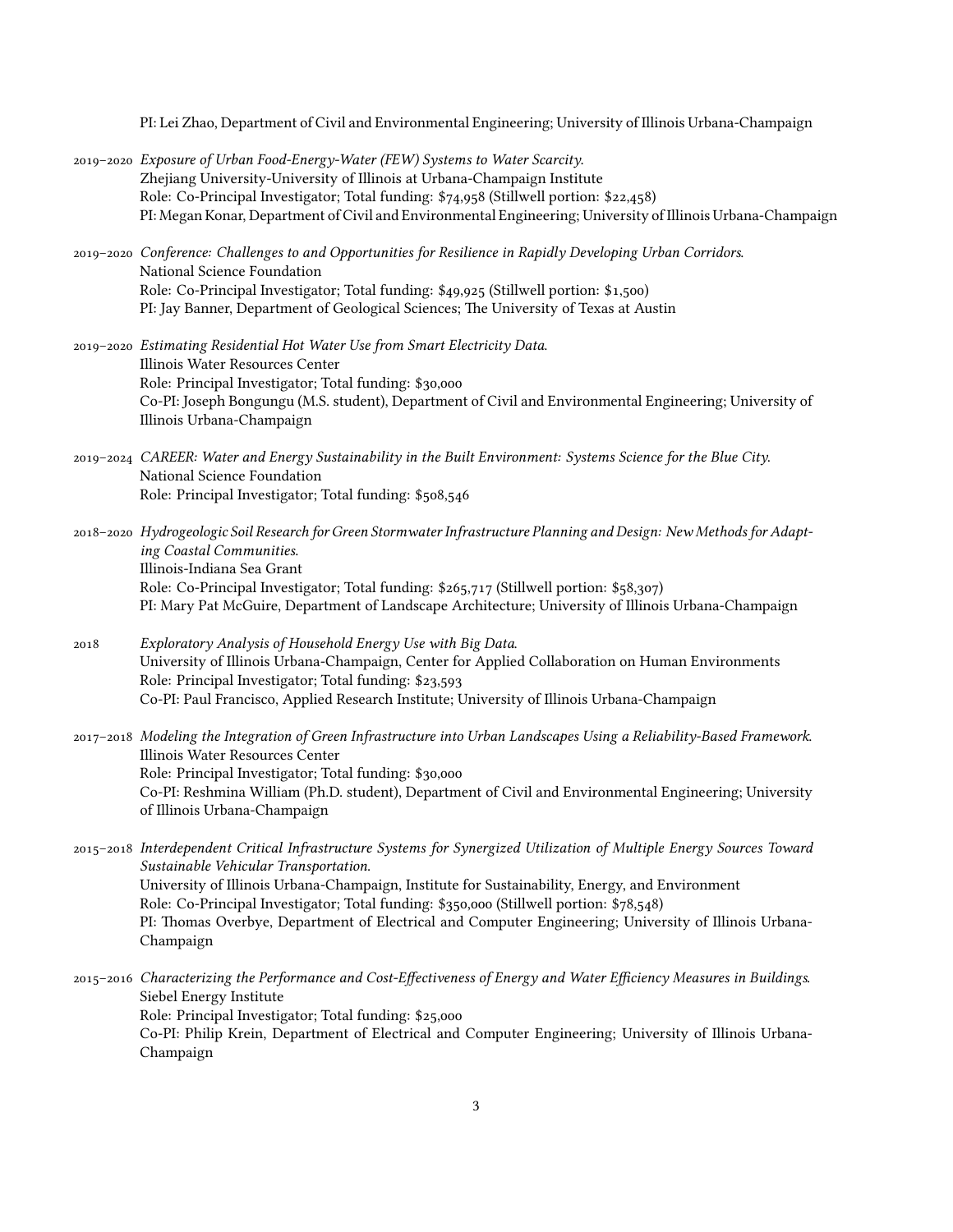PI: Lei Zhao, Department of Civil and Environmental Engineering; University of Illinois Urbana-Champaign

2019–2020 *Exposure of Urban Food-Energy-Water (FEW) Systems to Water Scarcity.*
Zhejiang University-University of Illinois at Urbana-Champaign Institute
Role: Co-Principal Investigator; Total funding: $74,958 (Stillwell portion: $22,458)
PI: Megan Konar, Department of Civil and Environmental Engineering; University of Illinois Urbana-Champaign

2019–2020 *Conference: Challenges to and Opportunities for Resilience in Rapidly Developing Urban Corridors.*
National Science Foundation
Role: Co-Principal Investigator; Total funding: $49,925 (Stillwell portion: $1,500)
PI: Jay Banner, Department of Geological Sciences; The University of Texas at Austin

2019–2020 *Estimating Residential Hot Water Use from Smart Electricity Data.*
Illinois Water Resources Center
Role: Principal Investigator; Total funding: $30,000
Co-PI: Joseph Bongungu (M.S. student), Department of Civil and Environmental Engineering; University of Illinois Urbana-Champaign

2019–2024 *CAREER: Water and Energy Sustainability in the Built Environment: Systems Science for the Blue City.*
National Science Foundation
Role: Principal Investigator; Total funding: $508,546

2018–2020 *Hydrogeologic Soil Research for Green Stormwater Infrastructure Planning and Design: New Methods for Adapting Coastal Communities.*
Illinois-Indiana Sea Grant
Role: Co-Principal Investigator; Total funding: $265,717 (Stillwell portion: $58,307)
PI: Mary Pat McGuire, Department of Landscape Architecture; University of Illinois Urbana-Champaign

2018 *Exploratory Analysis of Household Energy Use with Big Data.*
University of Illinois Urbana-Champaign, Center for Applied Collaboration on Human Environments
Role: Principal Investigator; Total funding: $23,593
Co-PI: Paul Francisco, Applied Research Institute; University of Illinois Urbana-Champaign

2017–2018 *Modeling the Integration of Green Infrastructure into Urban Landscapes Using a Reliability-Based Framework.*
Illinois Water Resources Center
Role: Principal Investigator; Total funding: $30,000
Co-PI: Reshmina William (Ph.D. student), Department of Civil and Environmental Engineering; University of Illinois Urbana-Champaign

2015–2018 *Interdependent Critical Infrastructure Systems for Synergized Utilization of Multiple Energy Sources Toward Sustainable Vehicular Transportation.*
University of Illinois Urbana-Champaign, Institute for Sustainability, Energy, and Environment
Role: Co-Principal Investigator; Total funding: $350,000 (Stillwell portion: $78,548)
PI: Thomas Overbye, Department of Electrical and Computer Engineering; University of Illinois Urbana-Champaign

2015–2016 *Characterizing the Performance and Cost-Effectiveness of Energy and Water Efficiency Measures in Buildings.*
Siebel Energy Institute
Role: Principal Investigator; Total funding: $25,000
Co-PI: Philip Krein, Department of Electrical and Computer Engineering; University of Illinois Urbana-Champaign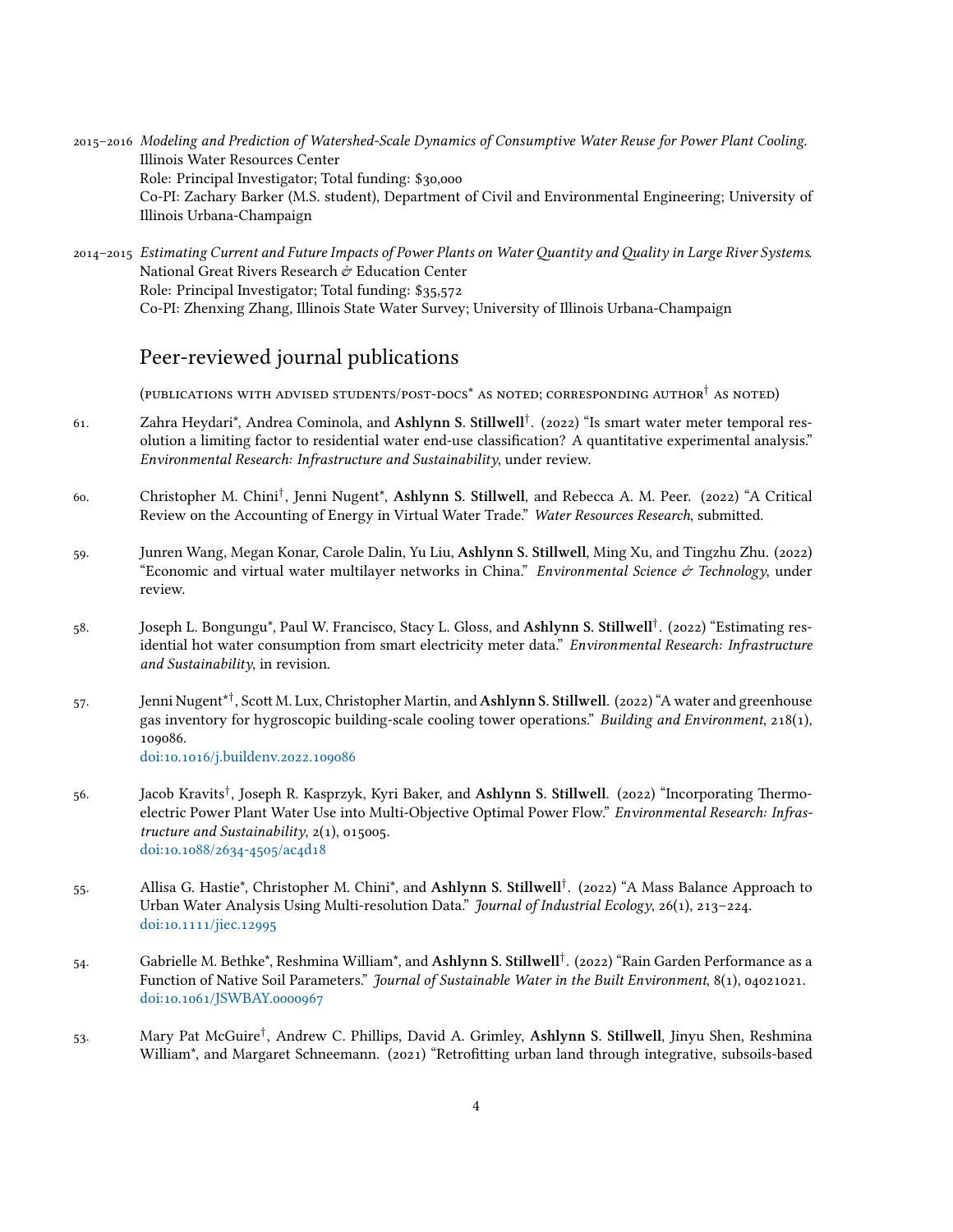2015–2016 *Modeling and Prediction of Watershed-Scale Dynamics of Consumptive Water Reuse for Power Plant Cooling.*
Illinois Water Resources Center
Role: Principal Investigator; Total funding: $30,000
Co-PI: Zachary Barker (M.S. student), Department of Civil and Environmental Engineering; University of Illinois Urbana-Champaign

2014–2015 *Estimating Current and Future Impacts of Power Plants on Water Quantity and Quality in Large River Systems.*
National Great Rivers Research & Education Center
Role: Principal Investigator; Total funding: $35,572
Co-PI: Zhenxing Zhang, Illinois State Water Survey; University of Illinois Urbana-Champaign

## Peer-reviewed journal publications

(publications with advised students/post-docs* as noted; corresponding author† as noted)

61. Zahra Heydari*, Andrea Cominola, and **Ashlynn S. Stillwell**†. (2022) "Is smart water meter temporal resolution a limiting factor to residential water end-use classification? A quantitative experimental analysis." *Environmental Research: Infrastructure and Sustainability*, under review.

60. Christopher M. Chini†, Jenni Nugent*, **Ashlynn S. Stillwell**, and Rebecca A. M. Peer. (2022) "A Critical Review on the Accounting of Energy in Virtual Water Trade." *Water Resources Research*, submitted.

59. Junren Wang, Megan Konar, Carole Dalin, Yu Liu, **Ashlynn S. Stillwell**, Ming Xu, and Tingzhu Zhu. (2022) "Economic and virtual water multilayer networks in China." *Environmental Science & Technology*, under review.

58. Joseph L. Bongungu*, Paul W. Francisco, Stacy L. Gloss, and **Ashlynn S. Stillwell**†. (2022) "Estimating residential hot water consumption from smart electricity meter data." *Environmental Research: Infrastructure and Sustainability*, in revision.

57. Jenni Nugent*†, Scott M. Lux, Christopher Martin, and **Ashlynn S. Stillwell**. (2022) "A water and greenhouse gas inventory for hygroscopic building-scale cooling tower operations." *Building and Environment*, 218(1), 109086.
doi:10.1016/j.buildenv.2022.109086

56. Jacob Kravits†, Joseph R. Kasprzyk, Kyri Baker, and **Ashlynn S. Stillwell**. (2022) "Incorporating Thermoelectric Power Plant Water Use into Multi-Objective Optimal Power Flow." *Environmental Research: Infrastructure and Sustainability*, 2(1), 015005.
doi:10.1088/2634-4505/ac4d18

55. Allisa G. Hastie*, Christopher M. Chini*, and **Ashlynn S. Stillwell**†. (2022) "A Mass Balance Approach to Urban Water Analysis Using Multi-resolution Data." *Journal of Industrial Ecology*, 26(1), 213–224.
doi:10.1111/jiec.12995

54. Gabrielle M. Bethke*, Reshmina William*, and **Ashlynn S. Stillwell**†. (2022) "Rain Garden Performance as a Function of Native Soil Parameters." *Journal of Sustainable Water in the Built Environment*, 8(1), 04021021.
doi:10.1061/JSWBAY.0000967

53. Mary Pat McGuire†, Andrew C. Phillips, David A. Grimley, **Ashlynn S. Stillwell**, Jinyu Shen, Reshmina William*, and Margaret Schneemann. (2021) "Retrofitting urban land through integrative, subsoils-based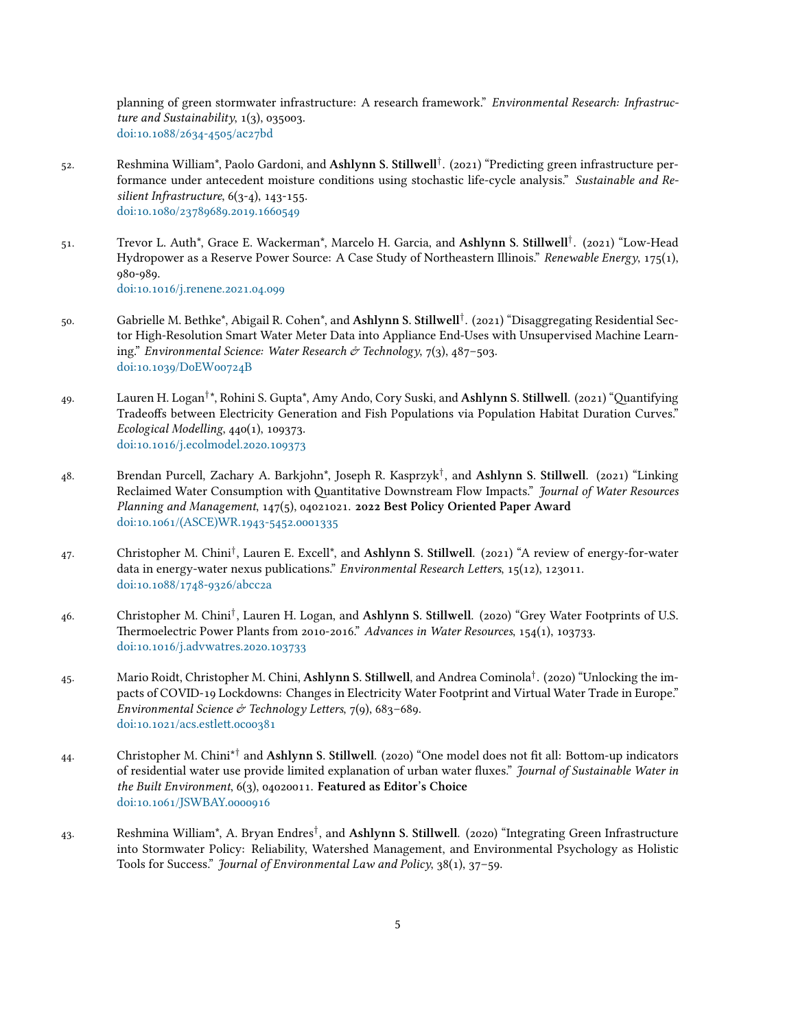planning of green stormwater infrastructure: A research framework." *Environmental Research: Infrastructure and Sustainability*, 1(3), 035003.
doi:10.1088/2634-4505/ac27bd

52. Reshmina William*, Paolo Gardoni, and **Ashlynn S. Stillwell**†. (2021) "Predicting green infrastructure performance under antecedent moisture conditions using stochastic life-cycle analysis." *Sustainable and Resilient Infrastructure*, 6(3-4), 143-155.
doi:10.1080/23789689.2019.1660549

51. Trevor L. Auth*, Grace E. Wackerman*, Marcelo H. Garcia, and **Ashlynn S. Stillwell**†. (2021) "Low-Head Hydropower as a Reserve Power Source: A Case Study of Northeastern Illinois." *Renewable Energy*, 175(1), 980-989.
doi:10.1016/j.renene.2021.04.099

50. Gabrielle M. Bethke*, Abigail R. Cohen*, and **Ashlynn S. Stillwell**†. (2021) "Disaggregating Residential Sector High-Resolution Smart Water Meter Data into Appliance End-Uses with Unsupervised Machine Learning." *Environmental Science: Water Research & Technology*, 7(3), 487–503.
doi:10.1039/D0EW00724B

49. Lauren H. Logan†*, Rohini S. Gupta*, Amy Ando, Cory Suski, and **Ashlynn S. Stillwell**. (2021) "Quantifying Tradeoffs between Electricity Generation and Fish Populations via Population Habitat Duration Curves." *Ecological Modelling*, 440(1), 109373.
doi:10.1016/j.ecolmodel.2020.109373

48. Brendan Purcell, Zachary A. Barkjohn*, Joseph R. Kasprzyk†, and **Ashlynn S. Stillwell**. (2021) "Linking Reclaimed Water Consumption with Quantitative Downstream Flow Impacts." *Journal of Water Resources Planning and Management*, 147(5), 04021021. **2022 Best Policy Oriented Paper Award**
doi:10.1061/(ASCE)WR.1943-5452.0001335

47. Christopher M. Chini†, Lauren E. Excell*, and **Ashlynn S. Stillwell**. (2021) "A review of energy-for-water data in energy-water nexus publications." *Environmental Research Letters*, 15(12), 123011.
doi:10.1088/1748-9326/abcc2a

46. Christopher M. Chini†, Lauren H. Logan, and **Ashlynn S. Stillwell**. (2020) "Grey Water Footprints of U.S. Thermoelectric Power Plants from 2010-2016." *Advances in Water Resources*, 154(1), 103733.
doi:10.1016/j.advwatres.2020.103733

45. Mario Roidt, Christopher M. Chini, **Ashlynn S. Stillwell**, and Andrea Cominola†. (2020) "Unlocking the impacts of COVID-19 Lockdowns: Changes in Electricity Water Footprint and Virtual Water Trade in Europe." *Environmental Science & Technology Letters*, 7(9), 683–689.
doi:10.1021/acs.estlett.0c00381

44. Christopher M. Chini*† and **Ashlynn S. Stillwell**. (2020) "One model does not fit all: Bottom-up indicators of residential water use provide limited explanation of urban water fluxes." *Journal of Sustainable Water in the Built Environment*, 6(3), 04020011. **Featured as Editor's Choice**
doi:10.1061/JSWBAY.0000916

43. Reshmina William*, A. Bryan Endres†, and **Ashlynn S. Stillwell**. (2020) "Integrating Green Infrastructure into Stormwater Policy: Reliability, Watershed Management, and Environmental Psychology as Holistic Tools for Success." *Journal of Environmental Law and Policy*, 38(1), 37–59.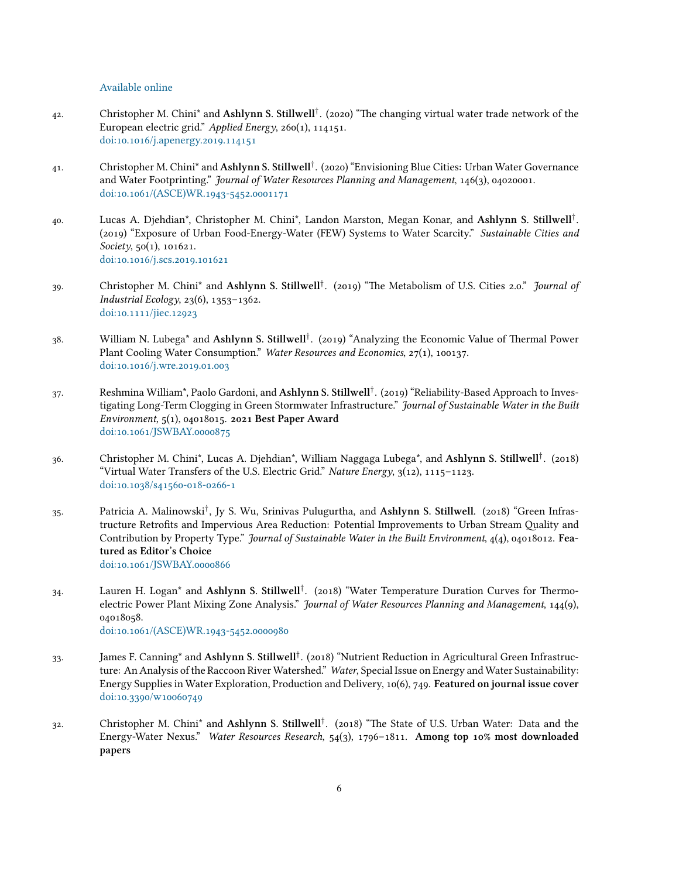Available online

42. Christopher M. Chini* and **Ashlynn S. Stillwell**[†]. (2020) "The changing virtual water trade network of the European electric grid." *Applied Energy*, 260(1), 114151. doi:10.1016/j.apenergy.2019.114151

41. Christopher M. Chini* and **Ashlynn S. Stillwell**[†]. (2020) "Envisioning Blue Cities: Urban Water Governance and Water Footprinting." *Journal of Water Resources Planning and Management*, 146(3), 04020001. doi:10.1061/(ASCE)WR.1943-5452.0001171

40. Lucas A. Djehdian*, Christopher M. Chini*, Landon Marston, Megan Konar, and **Ashlynn S. Stillwell**[†]. (2019) "Exposure of Urban Food-Energy-Water (FEW) Systems to Water Scarcity." *Sustainable Cities and Society*, 50(1), 101621. doi:10.1016/j.scs.2019.101621

39. Christopher M. Chini* and **Ashlynn S. Stillwell**[†]. (2019) "The Metabolism of U.S. Cities 2.0." *Journal of Industrial Ecology*, 23(6), 1353–1362. doi:10.1111/jiec.12923

38. William N. Lubega* and **Ashlynn S. Stillwell**[†]. (2019) "Analyzing the Economic Value of Thermal Power Plant Cooling Water Consumption." *Water Resources and Economics*, 27(1), 100137. doi:10.1016/j.wre.2019.01.003

37. Reshmina William*, Paolo Gardoni, and **Ashlynn S. Stillwell**[†]. (2019) "Reliability-Based Approach to Investigating Long-Term Clogging in Green Stormwater Infrastructure." *Journal of Sustainable Water in the Built Environment*, 5(1), 04018015. **2021 Best Paper Award** doi:10.1061/JSWBAY.0000875

36. Christopher M. Chini*, Lucas A. Djehdian*, William Naggaga Lubega*, and **Ashlynn S. Stillwell**[†]. (2018) "Virtual Water Transfers of the U.S. Electric Grid." *Nature Energy*, 3(12), 1115–1123. doi:10.1038/s41560-018-0266-1

35. Patricia A. Malinowski[†], Jy S. Wu, Srinivas Pulugurtha, and **Ashlynn S. Stillwell**. (2018) "Green Infrastructure Retrofits and Impervious Area Reduction: Potential Improvements to Urban Stream Quality and Contribution by Property Type." *Journal of Sustainable Water in the Built Environment*, 4(4), 04018012. **Featured as Editor's Choice** doi:10.1061/JSWBAY.0000866

34. Lauren H. Logan* and **Ashlynn S. Stillwell**[†]. (2018) "Water Temperature Duration Curves for Thermoelectric Power Plant Mixing Zone Analysis." *Journal of Water Resources Planning and Management*, 144(9), 04018058. doi:10.1061/(ASCE)WR.1943-5452.0000980

33. James F. Canning* and **Ashlynn S. Stillwell**[†]. (2018) "Nutrient Reduction in Agricultural Green Infrastructure: An Analysis of the Raccoon River Watershed." *Water*, Special Issue on Energy and Water Sustainability: Energy Supplies in Water Exploration, Production and Delivery, 10(6), 749. **Featured on journal issue cover** doi:10.3390/w10060749

32. Christopher M. Chini* and **Ashlynn S. Stillwell**[†]. (2018) "The State of U.S. Urban Water: Data and the Energy-Water Nexus." *Water Resources Research*, 54(3), 1796–1811. **Among top 10% most downloaded papers**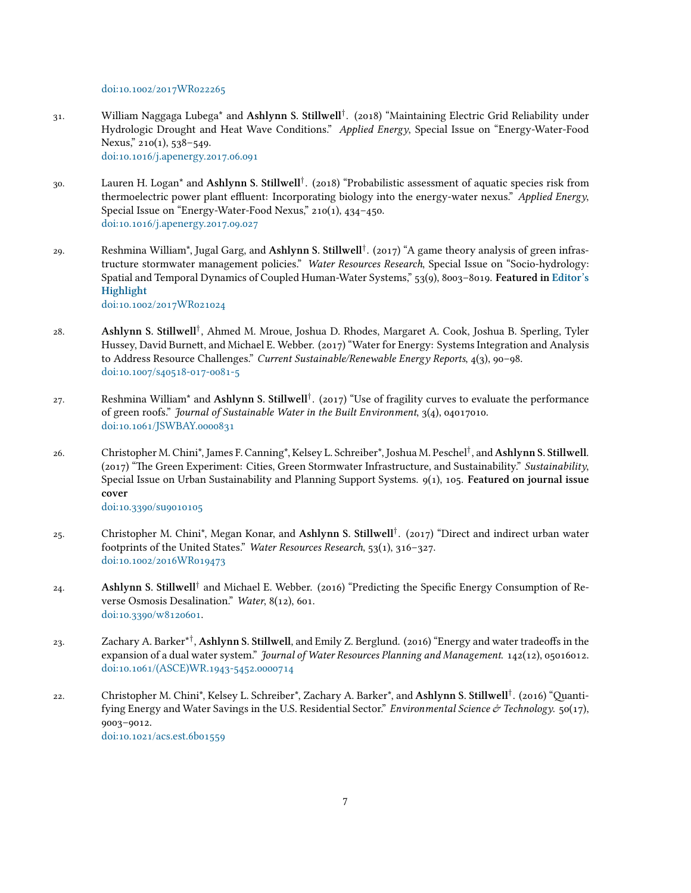doi:10.1002/2017WR022265

31. William Naggaga Lubega* and **Ashlynn S. Stillwell**†. (2018) "Maintaining Electric Grid Reliability under Hydrologic Drought and Heat Wave Conditions." *Applied Energy*, Special Issue on "Energy-Water-Food Nexus," 210(1), 538–549.
doi:10.1016/j.apenergy.2017.06.091

30. Lauren H. Logan* and **Ashlynn S. Stillwell**†. (2018) "Probabilistic assessment of aquatic species risk from thermoelectric power plant effluent: Incorporating biology into the energy-water nexus." *Applied Energy*, Special Issue on "Energy-Water-Food Nexus," 210(1), 434–450.
doi:10.1016/j.apenergy.2017.09.027

29. Reshmina William*, Jugal Garg, and **Ashlynn S. Stillwell**†. (2017) "A game theory analysis of green infrastructure stormwater management policies." *Water Resources Research*, Special Issue on "Socio-hydrology: Spatial and Temporal Dynamics of Coupled Human-Water Systems," 53(9), 8003–8019. **Featured in Editor's Highlight**
doi:10.1002/2017WR021024

28. **Ashlynn S. Stillwell**†, Ahmed M. Mroue, Joshua D. Rhodes, Margaret A. Cook, Joshua B. Sperling, Tyler Hussey, David Burnett, and Michael E. Webber. (2017) "Water for Energy: Systems Integration and Analysis to Address Resource Challenges." *Current Sustainable/Renewable Energy Reports*, 4(3), 90–98.
doi:10.1007/s40518-017-0081-5

27. Reshmina William* and **Ashlynn S. Stillwell**†. (2017) "Use of fragility curves to evaluate the performance of green roofs." *Journal of Sustainable Water in the Built Environment*, 3(4), 04017010.
doi:10.1061/JSWBAY.0000831

26. Christopher M. Chini*, James F. Canning*, Kelsey L. Schreiber*, Joshua M. Peschel†, and **Ashlynn S. Stillwell**. (2017) "The Green Experiment: Cities, Green Stormwater Infrastructure, and Sustainability." *Sustainability*, Special Issue on Urban Sustainability and Planning Support Systems. 9(1), 105. **Featured on journal issue cover**
doi:10.3390/su9010105

25. Christopher M. Chini*, Megan Konar, and **Ashlynn S. Stillwell**†. (2017) "Direct and indirect urban water footprints of the United States." *Water Resources Research*, 53(1), 316–327.
doi:10.1002/2016WR019473

24. **Ashlynn S. Stillwell**† and Michael E. Webber. (2016) "Predicting the Specific Energy Consumption of Reverse Osmosis Desalination." *Water*, 8(12), 601.
doi:10.3390/w8120601.

23. Zachary A. Barker*†, **Ashlynn S. Stillwell**, and Emily Z. Berglund. (2016) "Energy and water tradeoffs in the expansion of a dual water system." *Journal of Water Resources Planning and Management*. 142(12), 05016012.
doi:10.1061/(ASCE)WR.1943-5452.0000714

22. Christopher M. Chini*, Kelsey L. Schreiber*, Zachary A. Barker*, and **Ashlynn S. Stillwell**†. (2016) "Quantifying Energy and Water Savings in the U.S. Residential Sector." *Environmental Science & Technology*. 50(17), 9003–9012.
doi:10.1021/acs.est.6b01559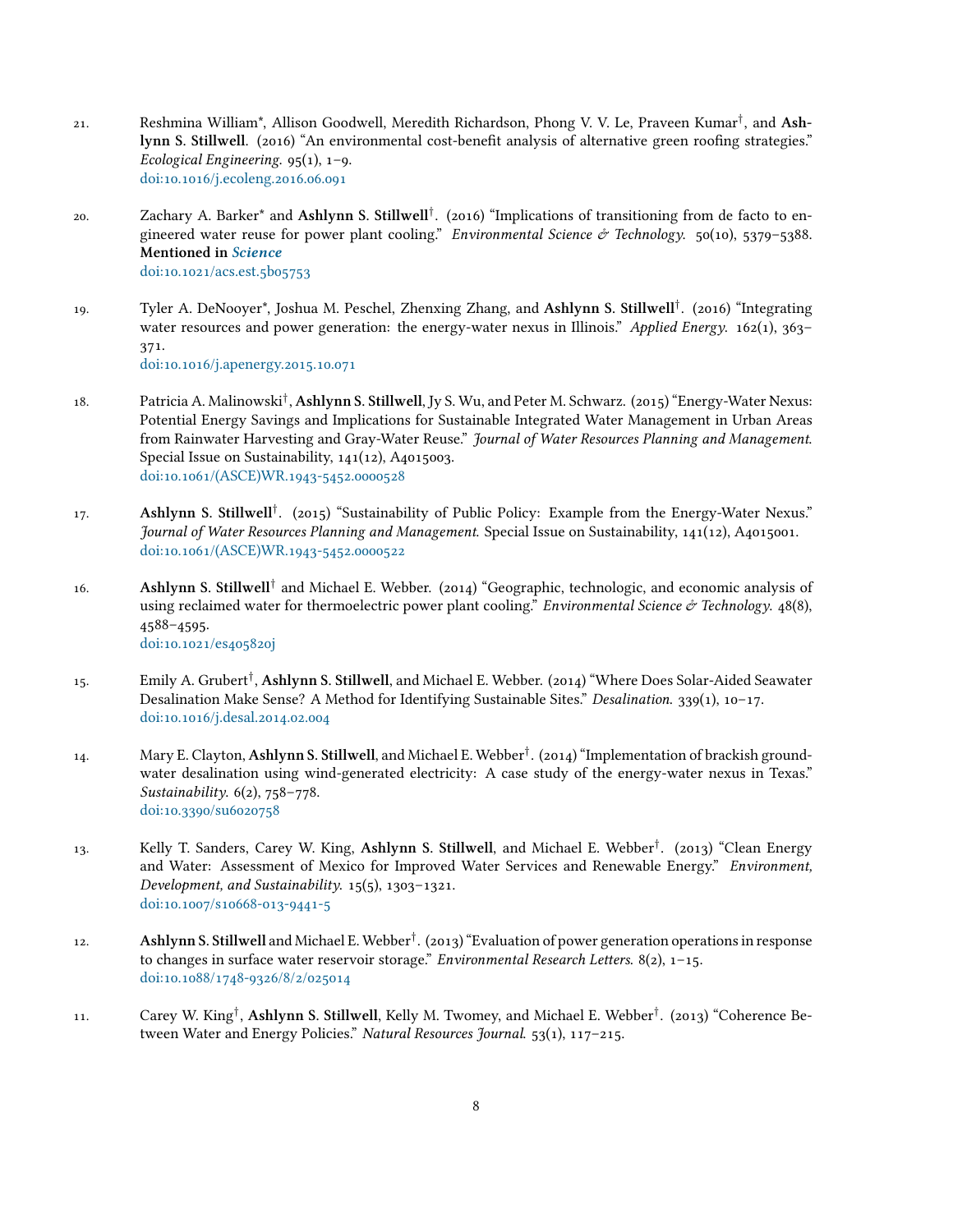21. Reshmina William*, Allison Goodwell, Meredith Richardson, Phong V. V. Le, Praveen Kumar†, and **Ashlynn S. Stillwell**. (2016) "An environmental cost-benefit analysis of alternative green roofing strategies." *Ecological Engineering*. 95(1), 1–9.
doi:10.1016/j.ecoleng.2016.06.091

20. Zachary A. Barker* and **Ashlynn S. Stillwell**†. (2016) "Implications of transitioning from de facto to engineered water reuse for power plant cooling." *Environmental Science & Technology*. 50(10), 5379–5388. **Mentioned in *Science***
doi:10.1021/acs.est.5b05753

19. Tyler A. DeNooyer*, Joshua M. Peschel, Zhenxing Zhang, and **Ashlynn S. Stillwell**†. (2016) "Integrating water resources and power generation: the energy-water nexus in Illinois." *Applied Energy*. 162(1), 363–371.
doi:10.1016/j.apenergy.2015.10.071

18. Patricia A. Malinowski†, **Ashlynn S. Stillwell**, Jy S. Wu, and Peter M. Schwarz. (2015) "Energy-Water Nexus: Potential Energy Savings and Implications for Sustainable Integrated Water Management in Urban Areas from Rainwater Harvesting and Gray-Water Reuse." *Journal of Water Resources Planning and Management*. Special Issue on Sustainability, 141(12), A4015003.
doi:10.1061/(ASCE)WR.1943-5452.0000528

17. **Ashlynn S. Stillwell**†. (2015) "Sustainability of Public Policy: Example from the Energy-Water Nexus." *Journal of Water Resources Planning and Management*. Special Issue on Sustainability, 141(12), A4015001.
doi:10.1061/(ASCE)WR.1943-5452.0000522

16. **Ashlynn S. Stillwell**† and Michael E. Webber. (2014) "Geographic, technologic, and economic analysis of using reclaimed water for thermoelectric power plant cooling." *Environmental Science & Technology*. 48(8), 4588–4595.
doi:10.1021/es405820j

15. Emily A. Grubert†, **Ashlynn S. Stillwell**, and Michael E. Webber. (2014) "Where Does Solar-Aided Seawater Desalination Make Sense? A Method for Identifying Sustainable Sites." *Desalination*. 339(1), 10–17.
doi:10.1016/j.desal.2014.02.004

14. Mary E. Clayton, **Ashlynn S. Stillwell**, and Michael E. Webber†. (2014) "Implementation of brackish groundwater desalination using wind-generated electricity: A case study of the energy-water nexus in Texas." *Sustainability*. 6(2), 758–778.
doi:10.3390/su6020758

13. Kelly T. Sanders, Carey W. King, **Ashlynn S. Stillwell**, and Michael E. Webber†. (2013) "Clean Energy and Water: Assessment of Mexico for Improved Water Services and Renewable Energy." *Environment, Development, and Sustainability*. 15(5), 1303–1321.
doi:10.1007/s10668-013-9441-5

12. **Ashlynn S. Stillwell** and Michael E. Webber†. (2013) "Evaluation of power generation operations in response to changes in surface water reservoir storage." *Environmental Research Letters*. 8(2), 1–15.
doi:10.1088/1748-9326/8/2/025014

11. Carey W. King†, **Ashlynn S. Stillwell**, Kelly M. Twomey, and Michael E. Webber†. (2013) "Coherence Between Water and Energy Policies." *Natural Resources Journal*. 53(1), 117–215.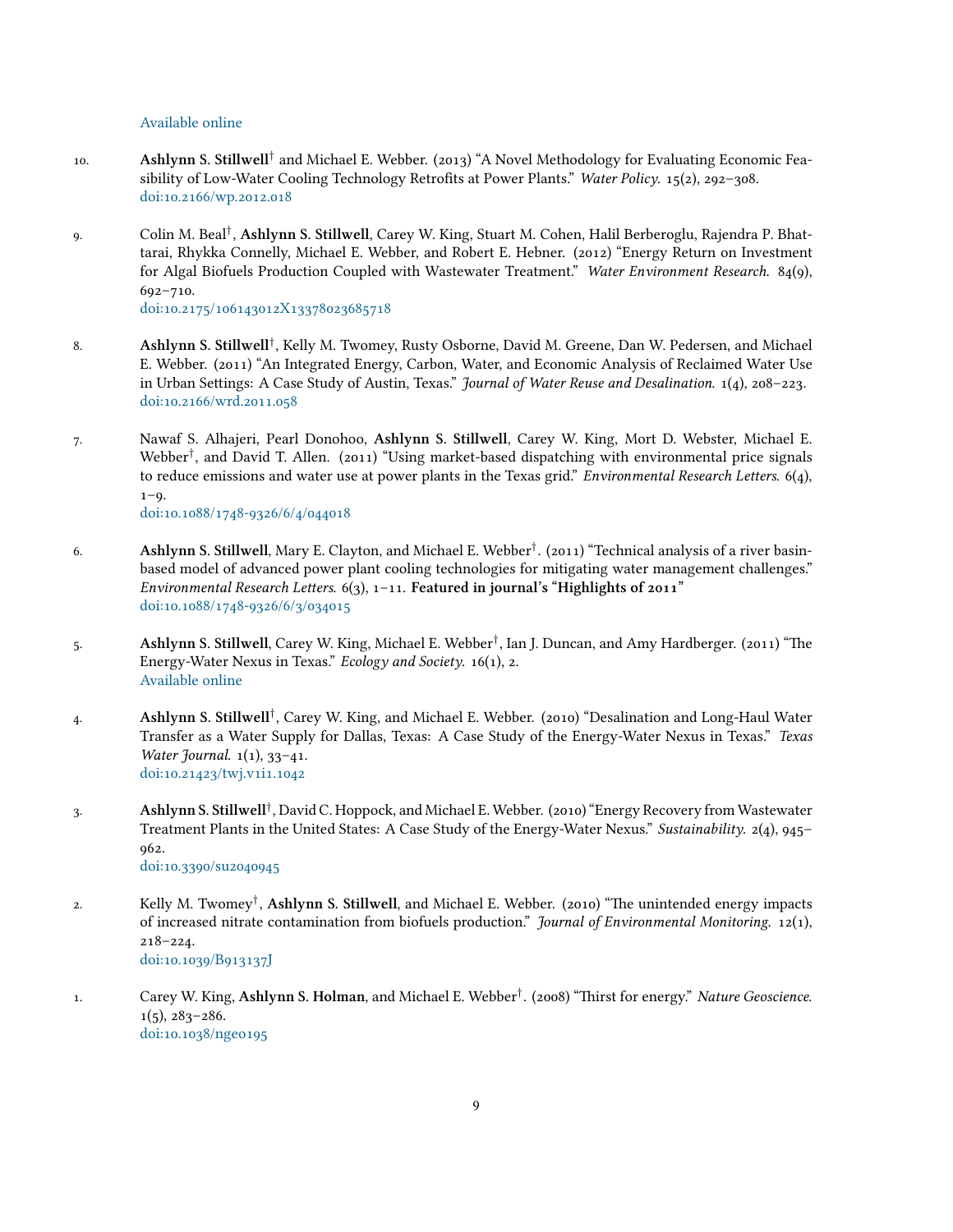Available online

10. **Ashlynn S. Stillwell**† and Michael E. Webber. (2013) "A Novel Methodology for Evaluating Economic Feasibility of Low-Water Cooling Technology Retrofits at Power Plants." *Water Policy.* 15(2), 292–308.
doi:10.2166/wp.2012.018

9. Colin M. Beal†, **Ashlynn S. Stillwell**, Carey W. King, Stuart M. Cohen, Halil Berberoglu, Rajendra P. Bhattarai, Rhykka Connelly, Michael E. Webber, and Robert E. Hebner. (2012) "Energy Return on Investment for Algal Biofuels Production Coupled with Wastewater Treatment." *Water Environment Research.* 84(9), 692–710.
doi:10.2175/106143012X13378023685718

8. **Ashlynn S. Stillwell**†, Kelly M. Twomey, Rusty Osborne, David M. Greene, Dan W. Pedersen, and Michael E. Webber. (2011) "An Integrated Energy, Carbon, Water, and Economic Analysis of Reclaimed Water Use in Urban Settings: A Case Study of Austin, Texas." *Journal of Water Reuse and Desalination.* 1(4), 208–223.
doi:10.2166/wrd.2011.058

7. Nawaf S. Alhajeri, Pearl Donohoo, **Ashlynn S. Stillwell**, Carey W. King, Mort D. Webster, Michael E. Webber†, and David T. Allen. (2011) "Using market-based dispatching with environmental price signals to reduce emissions and water use at power plants in the Texas grid." *Environmental Research Letters.* 6(4), 1–9.
doi:10.1088/1748-9326/6/4/044018

6. **Ashlynn S. Stillwell**, Mary E. Clayton, and Michael E. Webber†. (2011) "Technical analysis of a river basin-based model of advanced power plant cooling technologies for mitigating water management challenges." *Environmental Research Letters.* 6(3), 1–11. **Featured in journal's "Highlights of 2011"**
doi:10.1088/1748-9326/6/3/034015

5. **Ashlynn S. Stillwell**, Carey W. King, Michael E. Webber†, Ian J. Duncan, and Amy Hardberger. (2011) "The Energy-Water Nexus in Texas." *Ecology and Society.* 16(1), 2.
Available online

4. **Ashlynn S. Stillwell**†, Carey W. King, and Michael E. Webber. (2010) "Desalination and Long-Haul Water Transfer as a Water Supply for Dallas, Texas: A Case Study of the Energy-Water Nexus in Texas." *Texas Water Journal.* 1(1), 33–41.
doi:10.21423/twj.v1i1.1042

3. **Ashlynn S. Stillwell**†, David C. Hoppock, and Michael E. Webber. (2010) "Energy Recovery from Wastewater Treatment Plants in the United States: A Case Study of the Energy-Water Nexus." *Sustainability.* 2(4), 945–962.
doi:10.3390/su2040945

2. Kelly M. Twomey†, **Ashlynn S. Stillwell**, and Michael E. Webber. (2010) "The unintended energy impacts of increased nitrate contamination from biofuels production." *Journal of Environmental Monitoring.* 12(1), 218–224.
doi:10.1039/B913137J

1. Carey W. King, **Ashlynn S. Holman**, and Michael E. Webber†. (2008) "Thirst for energy." *Nature Geoscience.* 1(5), 283–286.
doi:10.1038/ngeo195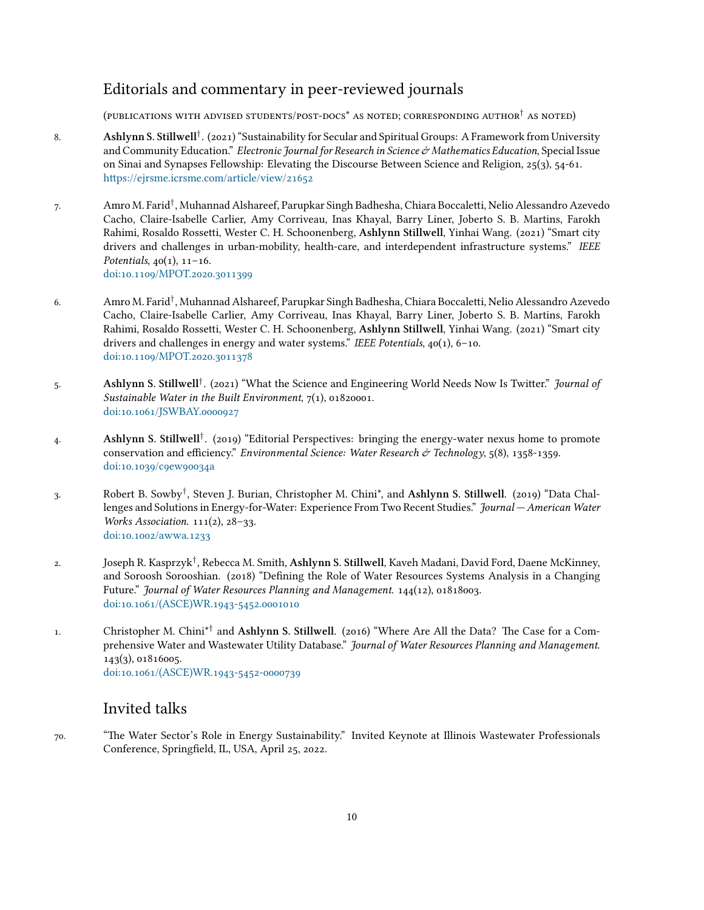## Editorials and commentary in peer-reviewed journals

(publications with advised students/post-docs* as noted; corresponding author† as noted)

8. **Ashlynn S. Stillwell**†. (2021) "Sustainability for Secular and Spiritual Groups: A Framework from University and Community Education." *Electronic Journal for Research in Science & Mathematics Education*, Special Issue on Sinai and Synapses Fellowship: Elevating the Discourse Between Science and Religion, 25(3), 54-61. https://ejrsme.icrsme.com/article/view/21652

7. Amro M. Farid†, Muhannad Alshareef, Parupkar Singh Badhesha, Chiara Boccaletti, Nelio Alessandro Azevedo Cacho, Claire-Isabelle Carlier, Amy Corriveau, Inas Khayal, Barry Liner, Joberto S. B. Martins, Farokh Rahimi, Rosaldo Rossetti, Wester C. H. Schoonenberg, **Ashlynn Stillwell**, Yinhai Wang. (2021) "Smart city drivers and challenges in urban-mobility, health-care, and interdependent infrastructure systems." *IEEE Potentials*, 40(1), 11–16. doi:10.1109/MPOT.2020.3011399

6. Amro M. Farid†, Muhannad Alshareef, Parupkar Singh Badhesha, Chiara Boccaletti, Nelio Alessandro Azevedo Cacho, Claire-Isabelle Carlier, Amy Corriveau, Inas Khayal, Barry Liner, Joberto S. B. Martins, Farokh Rahimi, Rosaldo Rossetti, Wester C. H. Schoonenberg, **Ashlynn Stillwell**, Yinhai Wang. (2021) "Smart city drivers and challenges in energy and water systems." *IEEE Potentials*, 40(1), 6–10. doi:10.1109/MPOT.2020.3011378

5. **Ashlynn S. Stillwell**†. (2021) "What the Science and Engineering World Needs Now Is Twitter." *Journal of Sustainable Water in the Built Environment*, 7(1), 01820001. doi:10.1061/JSWBAY.0000927

4. **Ashlynn S. Stillwell**†. (2019) "Editorial Perspectives: bringing the energy-water nexus home to promote conservation and efficiency." *Environmental Science: Water Research & Technology*, 5(8), 1358-1359. doi:10.1039/c9ew90034a

3. Robert B. Sowby†, Steven J. Burian, Christopher M. Chini*, and **Ashlynn S. Stillwell**. (2019) "Data Challenges and Solutions in Energy-for-Water: Experience From Two Recent Studies." *Journal — American Water Works Association*. 111(2), 28–33. doi:10.1002/awwa.1233

2. Joseph R. Kasprzyk†, Rebecca M. Smith, **Ashlynn S. Stillwell**, Kaveh Madani, David Ford, Daene McKinney, and Soroosh Sorooshian. (2018) "Defining the Role of Water Resources Systems Analysis in a Changing Future." *Journal of Water Resources Planning and Management*. 144(12), 01818003. doi:10.1061/(ASCE)WR.1943-5452.0001010

1. Christopher M. Chini*† and **Ashlynn S. Stillwell**. (2016) "Where Are All the Data? The Case for a Comprehensive Water and Wastewater Utility Database." *Journal of Water Resources Planning and Management*. 143(3), 01816005. doi:10.1061/(ASCE)WR.1943-5452-0000739

## Invited talks

70. "The Water Sector's Role in Energy Sustainability." Invited Keynote at Illinois Wastewater Professionals Conference, Springfield, IL, USA, April 25, 2022.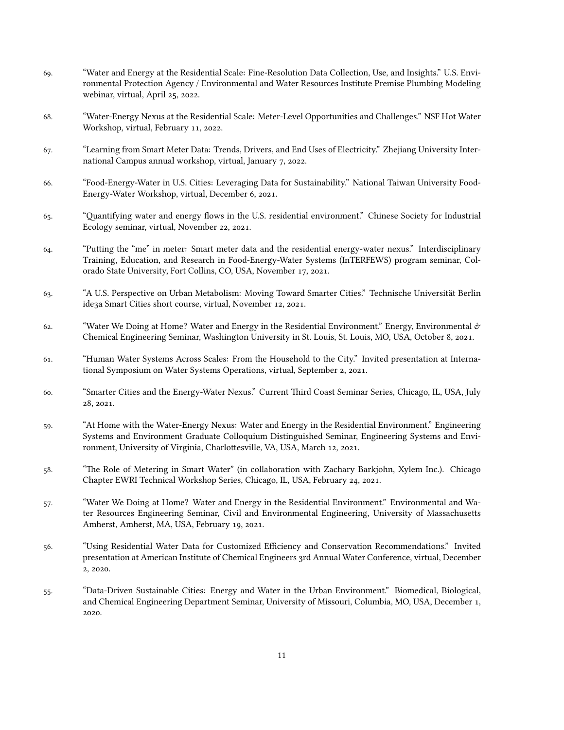69. "Water and Energy at the Residential Scale: Fine-Resolution Data Collection, Use, and Insights." U.S. Environmental Protection Agency / Environmental and Water Resources Institute Premise Plumbing Modeling webinar, virtual, April 25, 2022.

68. "Water-Energy Nexus at the Residential Scale: Meter-Level Opportunities and Challenges." NSF Hot Water Workshop, virtual, February 11, 2022.

67. "Learning from Smart Meter Data: Trends, Drivers, and End Uses of Electricity." Zhejiang University International Campus annual workshop, virtual, January 7, 2022.

66. "Food-Energy-Water in U.S. Cities: Leveraging Data for Sustainability." National Taiwan University Food-Energy-Water Workshop, virtual, December 6, 2021.

65. "Quantifying water and energy flows in the U.S. residential environment." Chinese Society for Industrial Ecology seminar, virtual, November 22, 2021.

64. "Putting the "me" in meter: Smart meter data and the residential energy-water nexus." Interdisciplinary Training, Education, and Research in Food-Energy-Water Systems (InTERFEWS) program seminar, Colorado State University, Fort Collins, CO, USA, November 17, 2021.

63. "A U.S. Perspective on Urban Metabolism: Moving Toward Smarter Cities." Technische Universität Berlin ide3a Smart Cities short course, virtual, November 12, 2021.

62. "Water We Doing at Home? Water and Energy in the Residential Environment." Energy, Environmental *&* Chemical Engineering Seminar, Washington University in St. Louis, St. Louis, MO, USA, October 8, 2021.

61. "Human Water Systems Across Scales: From the Household to the City." Invited presentation at International Symposium on Water Systems Operations, virtual, September 2, 2021.

60. "Smarter Cities and the Energy-Water Nexus." Current Third Coast Seminar Series, Chicago, IL, USA, July 28, 2021.

59. "At Home with the Water-Energy Nexus: Water and Energy in the Residential Environment." Engineering Systems and Environment Graduate Colloquium Distinguished Seminar, Engineering Systems and Environment, University of Virginia, Charlottesville, VA, USA, March 12, 2021.

58. "The Role of Metering in Smart Water" (in collaboration with Zachary Barkjohn, Xylem Inc.). Chicago Chapter EWRI Technical Workshop Series, Chicago, IL, USA, February 24, 2021.

57. "Water We Doing at Home? Water and Energy in the Residential Environment." Environmental and Water Resources Engineering Seminar, Civil and Environmental Engineering, University of Massachusetts Amherst, Amherst, MA, USA, February 19, 2021.

56. "Using Residential Water Data for Customized Efficiency and Conservation Recommendations." Invited presentation at American Institute of Chemical Engineers 3rd Annual Water Conference, virtual, December 2, 2020.

55. "Data-Driven Sustainable Cities: Energy and Water in the Urban Environment." Biomedical, Biological, and Chemical Engineering Department Seminar, University of Missouri, Columbia, MO, USA, December 1, 2020.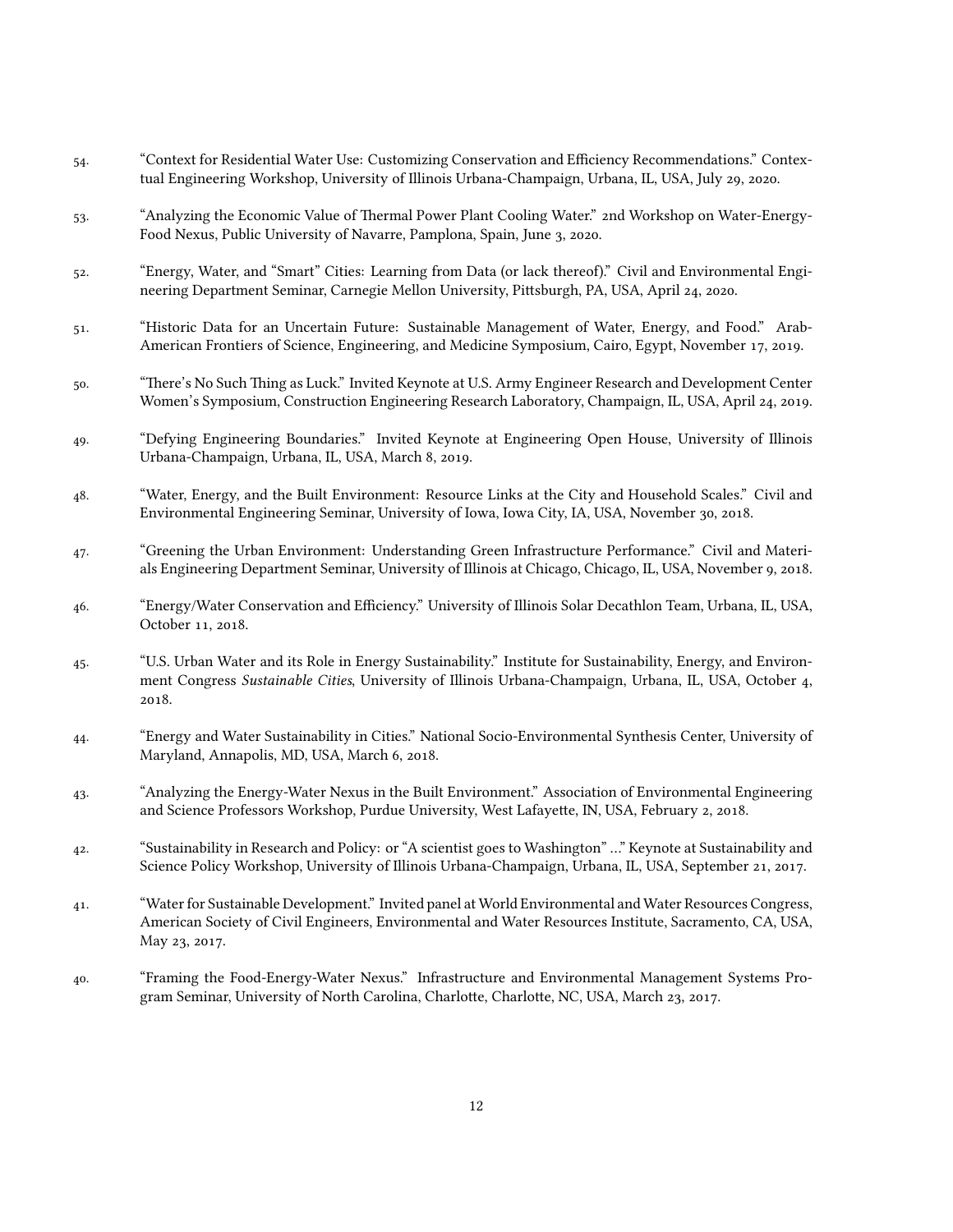54. "Context for Residential Water Use: Customizing Conservation and Efficiency Recommendations." Contextual Engineering Workshop, University of Illinois Urbana-Champaign, Urbana, IL, USA, July 29, 2020.

53. "Analyzing the Economic Value of Thermal Power Plant Cooling Water." 2nd Workshop on Water-Energy-Food Nexus, Public University of Navarre, Pamplona, Spain, June 3, 2020.

52. "Energy, Water, and "Smart" Cities: Learning from Data (or lack thereof)." Civil and Environmental Engineering Department Seminar, Carnegie Mellon University, Pittsburgh, PA, USA, April 24, 2020.

51. "Historic Data for an Uncertain Future: Sustainable Management of Water, Energy, and Food." Arab-American Frontiers of Science, Engineering, and Medicine Symposium, Cairo, Egypt, November 17, 2019.

50. "There's No Such Thing as Luck." Invited Keynote at U.S. Army Engineer Research and Development Center Women's Symposium, Construction Engineering Research Laboratory, Champaign, IL, USA, April 24, 2019.

49. "Defying Engineering Boundaries." Invited Keynote at Engineering Open House, University of Illinois Urbana-Champaign, Urbana, IL, USA, March 8, 2019.

48. "Water, Energy, and the Built Environment: Resource Links at the City and Household Scales." Civil and Environmental Engineering Seminar, University of Iowa, Iowa City, IA, USA, November 30, 2018.

47. "Greening the Urban Environment: Understanding Green Infrastructure Performance." Civil and Materials Engineering Department Seminar, University of Illinois at Chicago, Chicago, IL, USA, November 9, 2018.

46. "Energy/Water Conservation and Efficiency." University of Illinois Solar Decathlon Team, Urbana, IL, USA, October 11, 2018.

45. "U.S. Urban Water and its Role in Energy Sustainability." Institute for Sustainability, Energy, and Environment Congress *Sustainable Cities*, University of Illinois Urbana-Champaign, Urbana, IL, USA, October 4, 2018.

44. "Energy and Water Sustainability in Cities." National Socio-Environmental Synthesis Center, University of Maryland, Annapolis, MD, USA, March 6, 2018.

43. "Analyzing the Energy-Water Nexus in the Built Environment." Association of Environmental Engineering and Science Professors Workshop, Purdue University, West Lafayette, IN, USA, February 2, 2018.

42. "Sustainability in Research and Policy: or "A scientist goes to Washington" …" Keynote at Sustainability and Science Policy Workshop, University of Illinois Urbana-Champaign, Urbana, IL, USA, September 21, 2017.

41. "Water for Sustainable Development." Invited panel at World Environmental and Water Resources Congress, American Society of Civil Engineers, Environmental and Water Resources Institute, Sacramento, CA, USA, May 23, 2017.

40. "Framing the Food-Energy-Water Nexus." Infrastructure and Environmental Management Systems Program Seminar, University of North Carolina, Charlotte, Charlotte, NC, USA, March 23, 2017.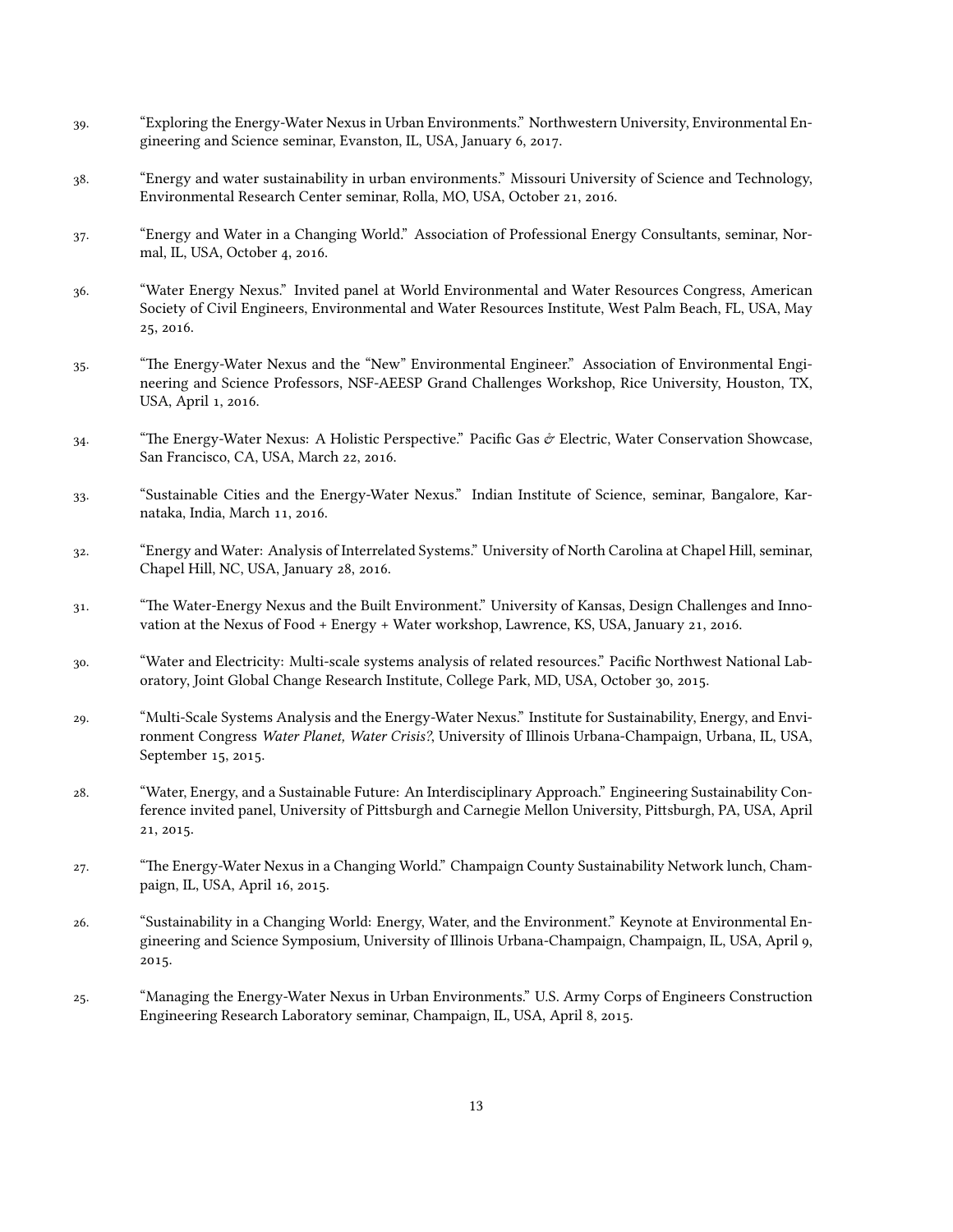39. "Exploring the Energy-Water Nexus in Urban Environments." Northwestern University, Environmental Engineering and Science seminar, Evanston, IL, USA, January 6, 2017.

38. "Energy and water sustainability in urban environments." Missouri University of Science and Technology, Environmental Research Center seminar, Rolla, MO, USA, October 21, 2016.

37. "Energy and Water in a Changing World." Association of Professional Energy Consultants, seminar, Normal, IL, USA, October 4, 2016.

36. "Water Energy Nexus." Invited panel at World Environmental and Water Resources Congress, American Society of Civil Engineers, Environmental and Water Resources Institute, West Palm Beach, FL, USA, May 25, 2016.

35. "The Energy-Water Nexus and the "New" Environmental Engineer." Association of Environmental Engineering and Science Professors, NSF-AEESP Grand Challenges Workshop, Rice University, Houston, TX, USA, April 1, 2016.

34. "The Energy-Water Nexus: A Holistic Perspective." Pacific Gas & Electric, Water Conservation Showcase, San Francisco, CA, USA, March 22, 2016.

33. "Sustainable Cities and the Energy-Water Nexus." Indian Institute of Science, seminar, Bangalore, Karnataka, India, March 11, 2016.

32. "Energy and Water: Analysis of Interrelated Systems." University of North Carolina at Chapel Hill, seminar, Chapel Hill NC, USA, January 28, 2016.

31. "The Water-Energy Nexus and the Built Environment." University of Kansas, Design Challenges and Innovation at the Nexus of Food + Energy + Water workshop, Lawrence, KS, USA, January 21, 2016.

30. "Water and Electricity: Multi-scale systems analysis of related resources." Pacific Northwest National Laboratory, Joint Global Change Research Institute, College Park, MD, USA, October 30, 2015.

29. "Multi-Scale Systems Analysis and the Energy-Water Nexus." Institute for Sustainability, Energy, and Environment Congress *Water Planet, Water Crisis?*, University of Illinois Urbana-Champaign, Urbana, IL, USA, September 15, 2015.

28. "Water, Energy, and a Sustainable Future: An Interdisciplinary Approach." Engineering Sustainability Conference invited panel, University of Pittsburgh and Carnegie Mellon University, Pittsburgh, PA, USA, April 21, 2015.

27. "The Energy-Water Nexus in a Changing World." Champaign County Sustainability Network lunch, Champaign, IL, USA, April 16, 2015.

26. "Sustainability in a Changing World: Energy, Water, and the Environment." Keynote at Environmental Engineering and Science Symposium, University of Illinois Urbana-Champaign, Champaign, IL, USA, April 9, 2015.

25. "Managing the Energy-Water Nexus in Urban Environments." U.S. Army Corps of Engineers Construction Engineering Research Laboratory seminar, Champaign, IL, USA, April 8, 2015.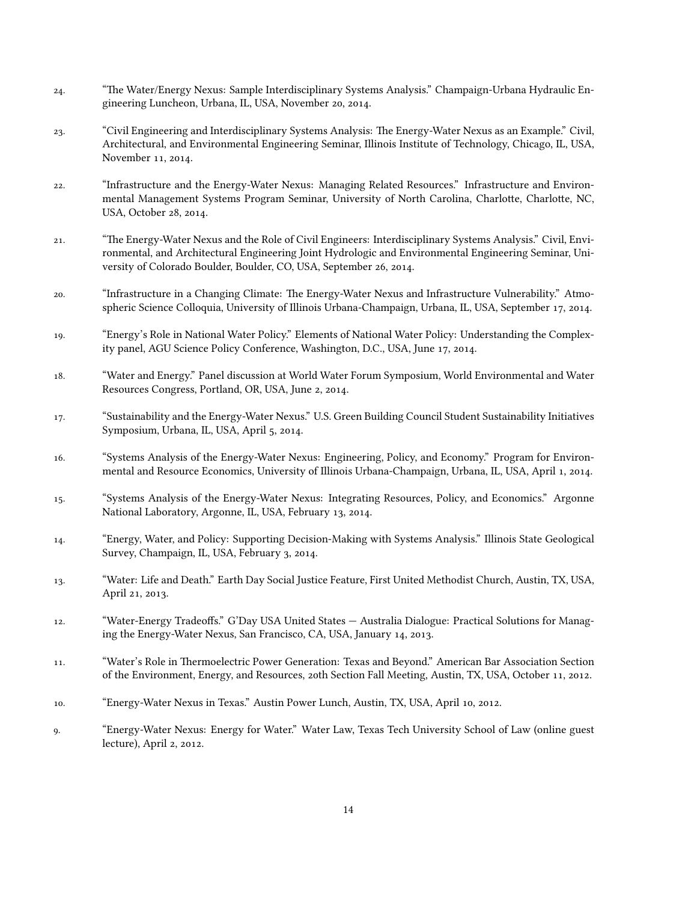24. "The Water/Energy Nexus: Sample Interdisciplinary Systems Analysis." Champaign-Urbana Hydraulic Engineering Luncheon, Urbana, IL, USA, November 20, 2014.

23. "Civil Engineering and Interdisciplinary Systems Analysis: The Energy-Water Nexus as an Example." Civil, Architectural, and Environmental Engineering Seminar, Illinois Institute of Technology, Chicago, IL, USA, November 11, 2014.

22. "Infrastructure and the Energy-Water Nexus: Managing Related Resources." Infrastructure and Environmental Management Systems Program Seminar, University of North Carolina, Charlotte, Charlotte, NC, USA, October 28, 2014.

21. "The Energy-Water Nexus and the Role of Civil Engineers: Interdisciplinary Systems Analysis." Civil, Environmental, and Architectural Engineering Joint Hydrologic and Environmental Engineering Seminar, University of Colorado Boulder, Boulder, CO, USA, September 26, 2014.

20. "Infrastructure in a Changing Climate: The Energy-Water Nexus and Infrastructure Vulnerability." Atmospheric Science Colloquia, University of Illinois Urbana-Champaign, Urbana, IL, USA, September 17, 2014.

19. "Energy's Role in National Water Policy." Elements of National Water Policy: Understanding the Complexity panel, AGU Science Policy Conference, Washington, D.C., USA, June 17, 2014.

18. "Water and Energy." Panel discussion at World Water Forum Symposium, World Environmental and Water Resources Congress, Portland, OR, USA, June 2, 2014.

17. "Sustainability and the Energy-Water Nexus." U.S. Green Building Council Student Sustainability Initiatives Symposium, Urbana, IL, USA, April 5, 2014.

16. "Systems Analysis of the Energy-Water Nexus: Engineering, Policy, and Economy." Program for Environmental and Resource Economics, University of Illinois Urbana-Champaign, Urbana, IL, USA, April 1, 2014.

15. "Systems Analysis of the Energy-Water Nexus: Integrating Resources, Policy, and Economics." Argonne National Laboratory, Argonne, IL, USA, February 13, 2014.

14. "Energy, Water, and Policy: Supporting Decision-Making with Systems Analysis." Illinois State Geological Survey, Champaign, IL, USA, February 3, 2014.

13. "Water: Life and Death." Earth Day Social Justice Feature, First United Methodist Church, Austin, TX, USA, April 21, 2013.

12. "Water-Energy Tradeoffs." G'Day USA United States — Australia Dialogue: Practical Solutions for Managing the Energy-Water Nexus, San Francisco, CA, USA, January 14, 2013.

11. "Water's Role in Thermoelectric Power Generation: Texas and Beyond." American Bar Association Section of the Environment, Energy, and Resources, 20th Section Fall Meeting, Austin, TX, USA, October 11, 2012.

10. "Energy-Water Nexus in Texas." Austin Power Lunch, Austin, TX, USA, April 10, 2012.

9. "Energy-Water Nexus: Energy for Water." Water Law, Texas Tech University School of Law (online guest lecture), April 2, 2012.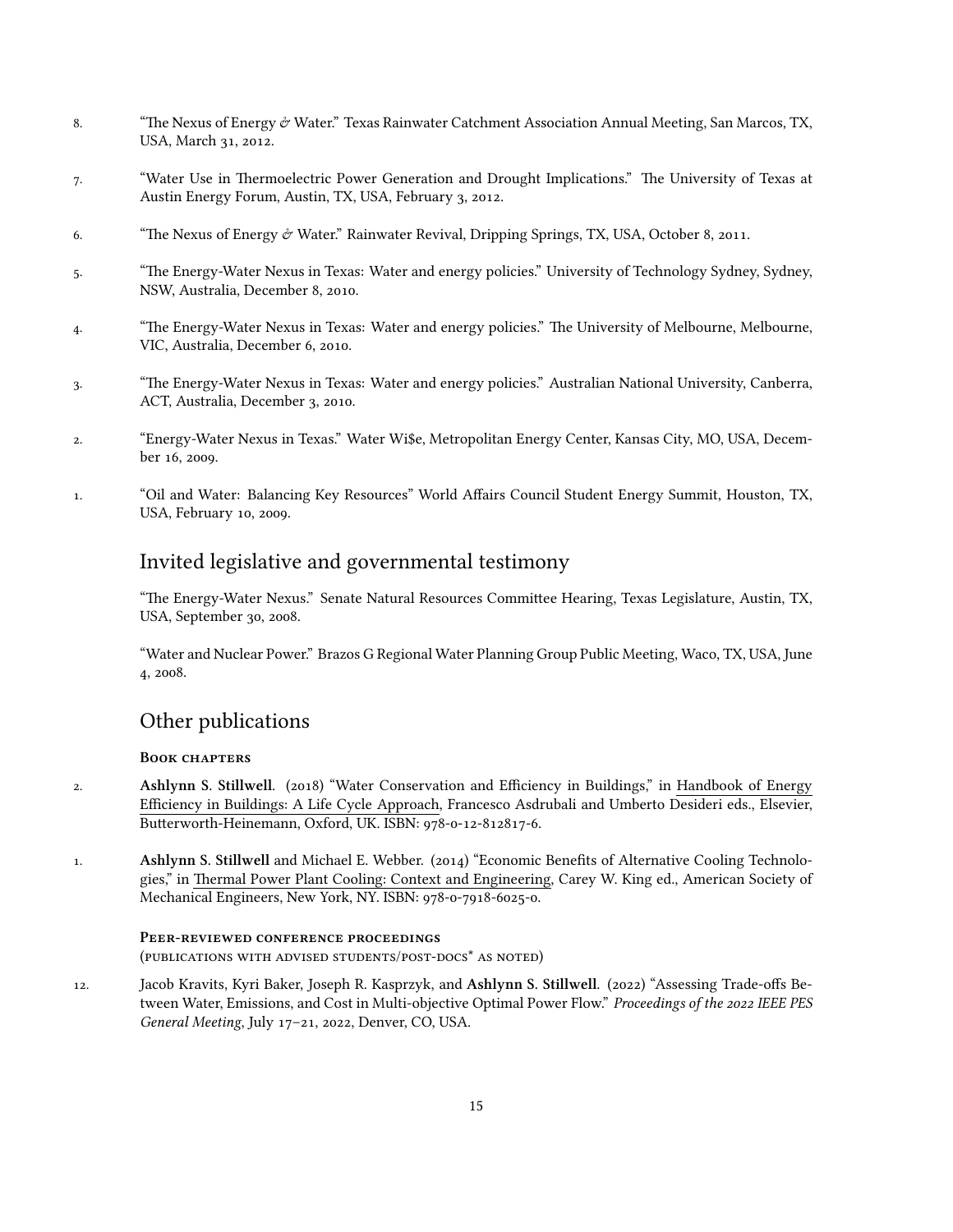8. "The Nexus of Energy & Water." Texas Rainwater Catchment Association Annual Meeting, San Marcos, TX, USA, March 31, 2012.

7. "Water Use in Thermoelectric Power Generation and Drought Implications." The University of Texas at Austin Energy Forum, Austin, TX, USA, February 3, 2012.

6. "The Nexus of Energy & Water." Rainwater Revival, Dripping Springs, TX, USA, October 8, 2011.

5. "The Energy-Water Nexus in Texas: Water and energy policies." University of Technology Sydney, Sydney, NSW, Australia, December 8, 2010.

4. "The Energy-Water Nexus in Texas: Water and energy policies." The University of Melbourne, Melbourne, VIC, Australia, December 6, 2010.

3. "The Energy-Water Nexus in Texas: Water and energy policies." Australian National University, Canberra, ACT, Australia, December 3, 2010.

2. "Energy-Water Nexus in Texas." Water Wi$e, Metropolitan Energy Center, Kansas City, MO, USA, December 16, 2009.

1. "Oil and Water: Balancing Key Resources" World Affairs Council Student Energy Summit, Houston, TX, USA, February 10, 2009.

## Invited legislative and governmental testimony

"The Energy-Water Nexus." Senate Natural Resources Committee Hearing, Texas Legislature, Austin, TX, USA, September 30, 2008.

"Water and Nuclear Power." Brazos G Regional Water Planning Group Public Meeting, Waco, TX, USA, June 4, 2008.

## Other publications

### Book chapters

2. **Ashlynn S. Stillwell**. (2018) "Water Conservation and Efficiency in Buildings," in Handbook of Energy Efficiency in Buildings: A Life Cycle Approach, Francesco Asdrubali and Umberto Desideri eds., Elsevier, Butterworth-Heinemann, Oxford, UK. ISBN: 978-0-12-812817-6.

1. **Ashlynn S. Stillwell** and Michael E. Webber. (2014) "Economic Benefits of Alternative Cooling Technologies," in Thermal Power Plant Cooling: Context and Engineering, Carey W. King ed., American Society of Mechanical Engineers, New York, NY. ISBN: 978-0-7918-6025-0.

### Peer-reviewed conference proceedings

(publications with advised students/post-docs* as noted)

12. Jacob Kravits, Kyri Baker, Joseph R. Kasprzyk, and **Ashlynn S. Stillwell**. (2022) "Assessing Trade-offs Between Water, Emissions, and Cost in Multi-objective Optimal Power Flow." *Proceedings of the 2022 IEEE PES General Meeting*, July 17–21, 2022, Denver, CO, USA.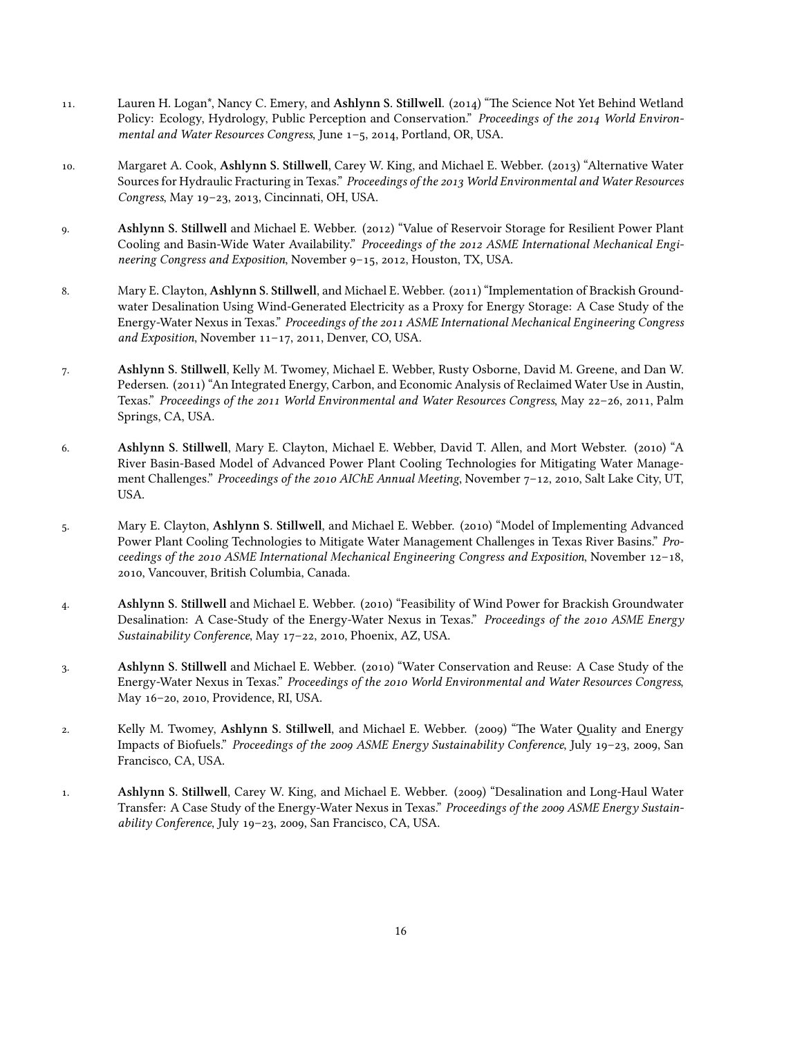11. Lauren H. Logan*, Nancy C. Emery, and **Ashlynn S. Stillwell**. (2014) "The Science Not Yet Behind Wetland Policy: Ecology, Hydrology, Public Perception and Conservation." *Proceedings of the 2014 World Environmental and Water Resources Congress*, June 1–5, 2014, Portland, OR, USA.

10. Margaret A. Cook, **Ashlynn S. Stillwell**, Carey W. King, and Michael E. Webber. (2013) "Alternative Water Sources for Hydraulic Fracturing in Texas." *Proceedings of the 2013 World Environmental and Water Resources Congress*, May 19–23, 2013, Cincinnati, OH, USA.

9. **Ashlynn S. Stillwell** and Michael E. Webber. (2012) "Value of Reservoir Storage for Resilient Power Plant Cooling and Basin-Wide Water Availability." *Proceedings of the 2012 ASME International Mechanical Engineering Congress and Exposition*, November 9–15, 2012, Houston, TX, USA.

8. Mary E. Clayton, **Ashlynn S. Stillwell**, and Michael E. Webber. (2011) "Implementation of Brackish Groundwater Desalination Using Wind-Generated Electricity as a Proxy for Energy Storage: A Case Study of the Energy-Water Nexus in Texas." *Proceedings of the 2011 ASME International Mechanical Engineering Congress and Exposition*, November 11–17, 2011, Denver, CO, USA.

7. **Ashlynn S. Stillwell**, Kelly M. Twomey, Michael E. Webber, Rusty Osborne, David M. Greene, and Dan W. Pedersen. (2011) "An Integrated Energy, Carbon, and Economic Analysis of Reclaimed Water Use in Austin, Texas." *Proceedings of the 2011 World Environmental and Water Resources Congress*, May 22–26, 2011, Palm Springs, CA, USA.

6. **Ashlynn S. Stillwell**, Mary E. Clayton, Michael E. Webber, David T. Allen, and Mort Webster. (2010) "A River Basin-Based Model of Advanced Power Plant Cooling Technologies for Mitigating Water Management Challenges." *Proceedings of the 2010 AIChE Annual Meeting*, November 7–12, 2010, Salt Lake City, UT, USA.

5. Mary E. Clayton, **Ashlynn S. Stillwell**, and Michael E. Webber. (2010) "Model of Implementing Advanced Power Plant Cooling Technologies to Mitigate Water Management Challenges in Texas River Basins." *Proceedings of the 2010 ASME International Mechanical Engineering Congress and Exposition*, November 12–18, 2010, Vancouver, British Columbia, Canada.

4. **Ashlynn S. Stillwell** and Michael E. Webber. (2010) "Feasibility of Wind Power for Brackish Groundwater Desalination: A Case-Study of the Energy-Water Nexus in Texas." *Proceedings of the 2010 ASME Energy Sustainability Conference*, May 17–22, 2010, Phoenix, AZ, USA.

3. **Ashlynn S. Stillwell** and Michael E. Webber. (2010) "Water Conservation and Reuse: A Case Study of the Energy-Water Nexus in Texas." *Proceedings of the 2010 World Environmental and Water Resources Congress*, May 16–20, 2010, Providence, RI, USA.

2. Kelly M. Twomey, **Ashlynn S. Stillwell**, and Michael E. Webber. (2009) "The Water Quality and Energy Impacts of Biofuels." *Proceedings of the 2009 ASME Energy Sustainability Conference*, July 19–23, 2009, San Francisco, CA, USA.

1. **Ashlynn S. Stillwell**, Carey W. King, and Michael E. Webber. (2009) "Desalination and Long-Haul Water Transfer: A Case Study of the Energy-Water Nexus in Texas." *Proceedings of the 2009 ASME Energy Sustainability Conference*, July 19–23, 2009, San Francisco, CA, USA.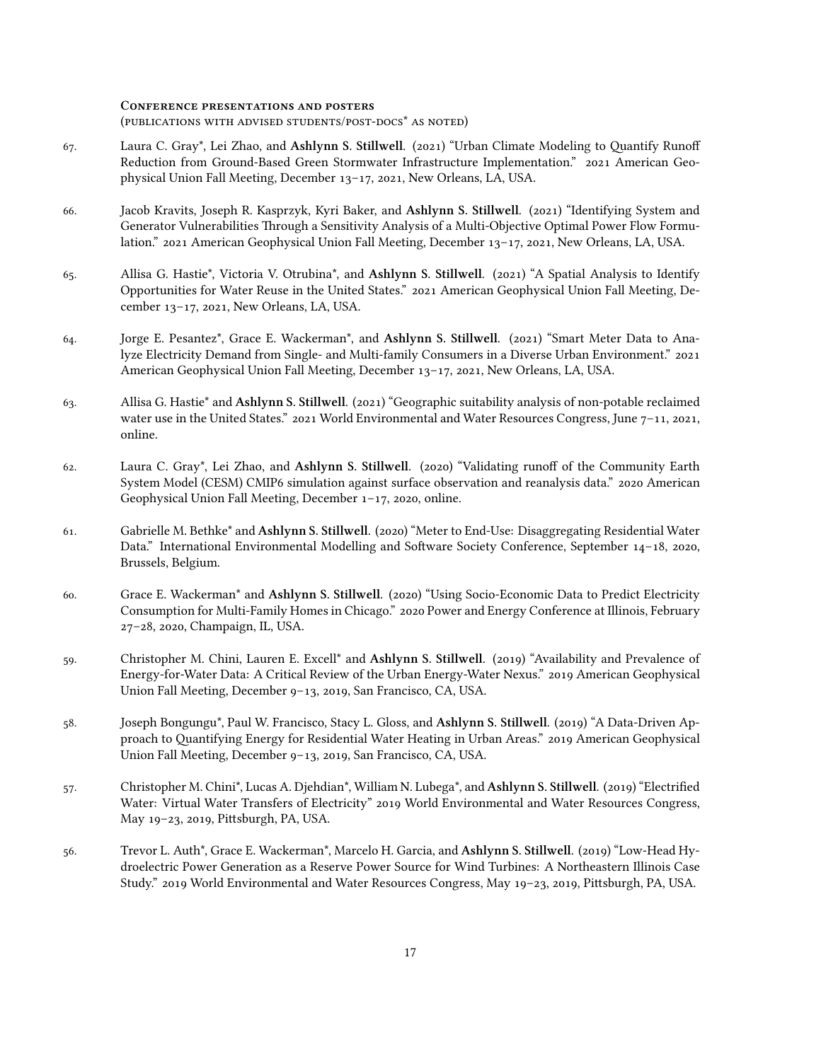**Conference presentations and posters**
(publications with advised students/post-docs* as noted)

67. Laura C. Gray*, Lei Zhao, and **Ashlynn S. Stillwell**. (2021) "Urban Climate Modeling to Quantify Runoff Reduction from Ground-Based Green Stormwater Infrastructure Implementation." 2021 American Geophysical Union Fall Meeting, December 13–17, 2021, New Orleans, LA, USA.

66. Jacob Kravits, Joseph R. Kasprzyk, Kyri Baker, and **Ashlynn S. Stillwell**. (2021) "Identifying System and Generator Vulnerabilities Through a Sensitivity Analysis of a Multi-Objective Optimal Power Flow Formulation." 2021 American Geophysical Union Fall Meeting, December 13–17, 2021, New Orleans, LA, USA.

65. Allisa G. Hastie*, Victoria V. Otrubina*, and **Ashlynn S. Stillwell**. (2021) "A Spatial Analysis to Identify Opportunities for Water Reuse in the United States." 2021 American Geophysical Union Fall Meeting, December 13–17, 2021, New Orleans, LA, USA.

64. Jorge E. Pesantez*, Grace E. Wackerman*, and **Ashlynn S. Stillwell**. (2021) "Smart Meter Data to Analyze Electricity Demand from Single- and Multi-family Consumers in a Diverse Urban Environment." 2021 American Geophysical Union Fall Meeting, December 13–17, 2021, New Orleans, LA, USA.

63. Allisa G. Hastie* and **Ashlynn S. Stillwell**. (2021) "Geographic suitability analysis of non-potable reclaimed water use in the United States." 2021 World Environmental and Water Resources Congress, June 7–11, 2021, online.

62. Laura C. Gray*, Lei Zhao, and **Ashlynn S. Stillwell**. (2020) "Validating runoff of the Community Earth System Model (CESM) CMIP6 simulation against surface observation and reanalysis data." 2020 American Geophysical Union Fall Meeting, December 1–17, 2020, online.

61. Gabrielle M. Bethke* and **Ashlynn S. Stillwell**. (2020) "Meter to End-Use: Disaggregating Residential Water Data." International Environmental Modelling and Software Society Conference, September 14–18, 2020, Brussels, Belgium.

60. Grace E. Wackerman* and **Ashlynn S. Stillwell**. (2020) "Using Socio-Economic Data to Predict Electricity Consumption for Multi-Family Homes in Chicago." 2020 Power and Energy Conference at Illinois, February 27–28, 2020, Champaign, IL, USA.

59. Christopher M. Chini, Lauren E. Excell* and **Ashlynn S. Stillwell**. (2019) "Availability and Prevalence of Energy-for-Water Data: A Critical Review of the Urban Energy-Water Nexus." 2019 American Geophysical Union Fall Meeting, December 9–13, 2019, San Francisco, CA, USA.

58. Joseph Bongungu*, Paul W. Francisco, Stacy L. Gloss, and **Ashlynn S. Stillwell**. (2019) "A Data-Driven Approach to Quantifying Energy for Residential Water Heating in Urban Areas." 2019 American Geophysical Union Fall Meeting, December 9–13, 2019, San Francisco, CA, USA.

57. Christopher M. Chini*, Lucas A. Djehdian*, William N. Lubega*, and **Ashlynn S. Stillwell**. (2019) "Electrified Water: Virtual Water Transfers of Electricity" 2019 World Environmental and Water Resources Congress, May 19–23, 2019, Pittsburgh, PA, USA.

56. Trevor L. Auth*, Grace E. Wackerman*, Marcelo H. Garcia, and **Ashlynn S. Stillwell**. (2019) "Low-Head Hydroelectric Power Generation as a Reserve Power Source for Wind Turbines: A Northeastern Illinois Case Study." 2019 World Environmental and Water Resources Congress, May 19–23, 2019, Pittsburgh, PA, USA.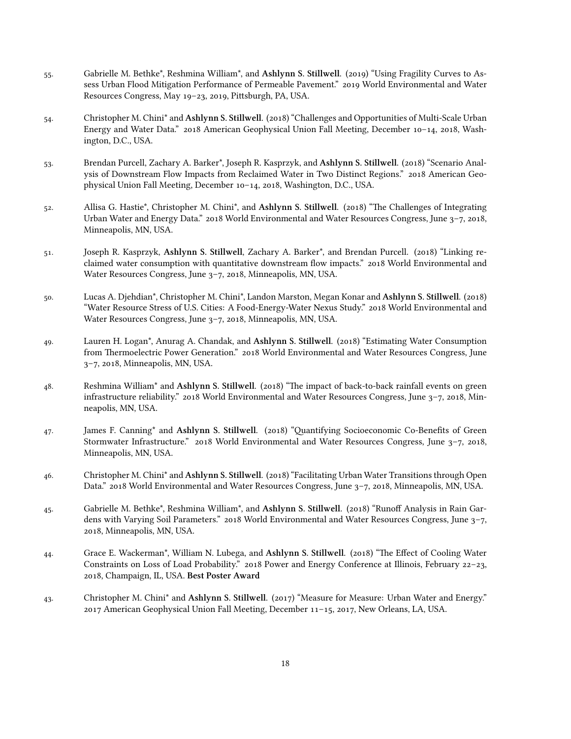55. Gabrielle M. Bethke*, Reshmina William*, and **Ashlynn S. Stillwell**. (2019) "Using Fragility Curves to Assess Urban Flood Mitigation Performance of Permeable Pavement." 2019 World Environmental and Water Resources Congress, May 19–23, 2019, Pittsburgh, PA, USA.

54. Christopher M. Chini* and **Ashlynn S. Stillwell**. (2018) "Challenges and Opportunities of Multi-Scale Urban Energy and Water Data." 2018 American Geophysical Union Fall Meeting, December 10–14, 2018, Washington, D.C., USA.

53. Brendan Purcell, Zachary A. Barker*, Joseph R. Kasprzyk, and **Ashlynn S. Stillwell**. (2018) "Scenario Analysis of Downstream Flow Impacts from Reclaimed Water in Two Distinct Regions." 2018 American Geophysical Union Fall Meeting, December 10–14, 2018, Washington, D.C., USA.

52. Allisa G. Hastie*, Christopher M. Chini*, and **Ashlynn S. Stillwell**. (2018) "The Challenges of Integrating Urban Water and Energy Data." 2018 World Environmental and Water Resources Congress, June 3–7, 2018, Minneapolis, MN, USA.

51. Joseph R. Kasprzyk, **Ashlynn S. Stillwell**, Zachary A. Barker*, and Brendan Purcell. (2018) "Linking reclaimed water consumption with quantitative downstream flow impacts." 2018 World Environmental and Water Resources Congress, June 3–7, 2018, Minneapolis, MN, USA.

50. Lucas A. Djehdian*, Christopher M. Chini*, Landon Marston, Megan Konar and **Ashlynn S. Stillwell**. (2018) "Water Resource Stress of U.S. Cities: A Food-Energy-Water Nexus Study." 2018 World Environmental and Water Resources Congress, June 3–7, 2018, Minneapolis, MN, USA.

49. Lauren H. Logan*, Anurag A. Chandak, and **Ashlynn S. Stillwell**. (2018) "Estimating Water Consumption from Thermoelectric Power Generation." 2018 World Environmental and Water Resources Congress, June 3–7, 2018, Minneapolis, MN, USA.

48. Reshmina William* and **Ashlynn S. Stillwell**. (2018) "The impact of back-to-back rainfall events on green infrastructure reliability." 2018 World Environmental and Water Resources Congress, June 3–7, 2018, Minneapolis, MN, USA.

47. James F. Canning* and **Ashlynn S. Stillwell**. (2018) "Quantifying Socioeconomic Co-Benefits of Green Stormwater Infrastructure." 2018 World Environmental and Water Resources Congress, June 3–7, 2018, Minneapolis, MN, USA.

46. Christopher M. Chini* and **Ashlynn S. Stillwell**. (2018) "Facilitating Urban Water Transitions through Open Data." 2018 World Environmental and Water Resources Congress, June 3–7, 2018, Minneapolis, MN, USA.

45. Gabrielle M. Bethke*, Reshmina William*, and **Ashlynn S. Stillwell**. (2018) "Runoff Analysis in Rain Gardens with Varying Soil Parameters." 2018 World Environmental and Water Resources Congress, June 3–7, 2018, Minneapolis, MN, USA.

44. Grace E. Wackerman*, William N. Lubega, and **Ashlynn S. Stillwell**. (2018) "The Effect of Cooling Water Constraints on Loss of Load Probability." 2018 Power and Energy Conference at Illinois, February 22–23, 2018, Champaign, IL, USA. **Best Poster Award**

43. Christopher M. Chini* and **Ashlynn S. Stillwell**. (2017) "Measure for Measure: Urban Water and Energy." 2017 American Geophysical Union Fall Meeting, December 11–15, 2017, New Orleans, LA, USA.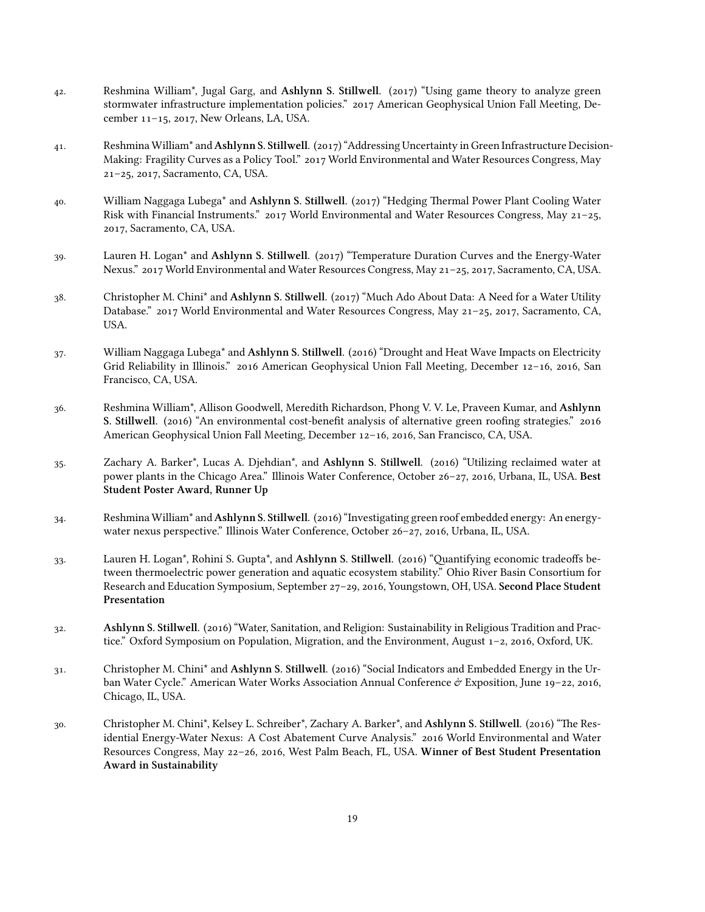42. Reshmina William*, Jugal Garg, and **Ashlynn S. Stillwell**. (2017) "Using game theory to analyze green stormwater infrastructure implementation policies." 2017 American Geophysical Union Fall Meeting, December 11–15, 2017, New Orleans, LA, USA.

41. Reshmina William* and **Ashlynn S. Stillwell**. (2017) "Addressing Uncertainty in Green Infrastructure Decision-Making: Fragility Curves as a Policy Tool." 2017 World Environmental and Water Resources Congress, May 21–25, 2017, Sacramento, CA, USA.

40. William Naggaga Lubega* and **Ashlynn S. Stillwell**. (2017) "Hedging Thermal Power Plant Cooling Water Risk with Financial Instruments." 2017 World Environmental and Water Resources Congress, May 21–25, 2017, Sacramento, CA, USA.

39. Lauren H. Logan* and **Ashlynn S. Stillwell**. (2017) "Temperature Duration Curves and the Energy-Water Nexus." 2017 World Environmental and Water Resources Congress, May 21–25, 2017, Sacramento, CA, USA.

38. Christopher M. Chini* and **Ashlynn S. Stillwell**. (2017) "Much Ado About Data: A Need for a Water Utility Database." 2017 World Environmental and Water Resources Congress, May 21–25, 2017, Sacramento, CA, USA.

37. William Naggaga Lubega* and **Ashlynn S. Stillwell**. (2016) "Drought and Heat Wave Impacts on Electricity Grid Reliability in Illinois." 2016 American Geophysical Union Fall Meeting, December 12–16, 2016, San Francisco, CA, USA.

36. Reshmina William*, Allison Goodwell, Meredith Richardson, Phong V. V. Le, Praveen Kumar, and **Ashlynn S. Stillwell**. (2016) "An environmental cost-benefit analysis of alternative green roofing strategies." 2016 American Geophysical Union Fall Meeting, December 12–16, 2016, San Francisco, CA, USA.

35. Zachary A. Barker*, Lucas A. Djehdian*, and **Ashlynn S. Stillwell**. (2016) "Utilizing reclaimed water at power plants in the Chicago Area." Illinois Water Conference, October 26–27, 2016, Urbana, IL, USA. **Best Student Poster Award, Runner Up**

34. Reshmina William* and **Ashlynn S. Stillwell**. (2016) "Investigating green roof embedded energy: An energy-water nexus perspective." Illinois Water Conference, October 26–27, 2016, Urbana, IL, USA.

33. Lauren H. Logan*, Rohini S. Gupta*, and **Ashlynn S. Stillwell**. (2016) "Quantifying economic tradeoffs between thermoelectric power generation and aquatic ecosystem stability." Ohio River Basin Consortium for Research and Education Symposium, September 27–29, 2016, Youngstown, OH, USA. **Second Place Student Presentation**

32. **Ashlynn S. Stillwell**. (2016) "Water, Sanitation, and Religion: Sustainability in Religious Tradition and Practice." Oxford Symposium on Population, Migration, and the Environment, August 1–2, 2016, Oxford, UK.

31. Christopher M. Chini* and **Ashlynn S. Stillwell**. (2016) "Social Indicators and Embedded Energy in the Urban Water Cycle." American Water Works Association Annual Conference & Exposition, June 19–22, 2016, Chicago, IL, USA.

30. Christopher M. Chini*, Kelsey L. Schreiber*, Zachary A. Barker*, and **Ashlynn S. Stillwell**. (2016) "The Residential Energy-Water Nexus: A Cost Abatement Curve Analysis." 2016 World Environmental and Water Resources Congress, May 22–26, 2016, West Palm Beach, FL, USA. **Winner of Best Student Presentation Award in Sustainability**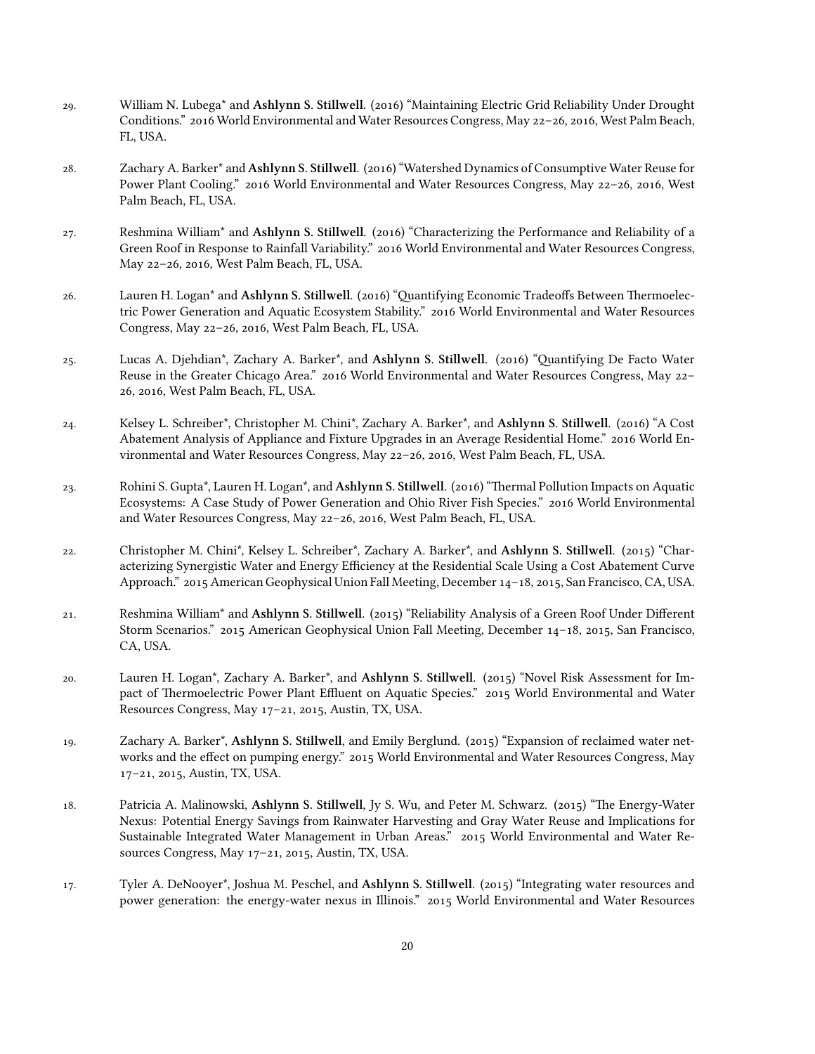29. William N. Lubega* and **Ashlynn S. Stillwell**. (2016) "Maintaining Electric Grid Reliability Under Drought Conditions." 2016 World Environmental and Water Resources Congress, May 22–26, 2016, West Palm Beach, FL, USA.

28. Zachary A. Barker* and **Ashlynn S. Stillwell**. (2016) "Watershed Dynamics of Consumptive Water Reuse for Power Plant Cooling." 2016 World Environmental and Water Resources Congress, May 22–26, 2016, West Palm Beach, FL, USA.

27. Reshmina William* and **Ashlynn S. Stillwell**. (2016) "Characterizing the Performance and Reliability of a Green Roof in Response to Rainfall Variability." 2016 World Environmental and Water Resources Congress, May 22–26, 2016, West Palm Beach, FL, USA.

26. Lauren H. Logan* and **Ashlynn S. Stillwell**. (2016) "Quantifying Economic Tradeoffs Between Thermoelectric Power Generation and Aquatic Ecosystem Stability." 2016 World Environmental and Water Resources Congress, May 22–26, 2016, West Palm Beach, FL, USA.

25. Lucas A. Djehdian*, Zachary A. Barker*, and **Ashlynn S. Stillwell**. (2016) "Quantifying De Facto Water Reuse in the Greater Chicago Area." 2016 World Environmental and Water Resources Congress, May 22–26, 2016, West Palm Beach, FL, USA.

24. Kelsey L. Schreiber*, Christopher M. Chini*, Zachary A. Barker*, and **Ashlynn S. Stillwell**. (2016) "A Cost Abatement Analysis of Appliance and Fixture Upgrades in an Average Residential Home." 2016 World Environmental and Water Resources Congress, May 22–26, 2016, West Palm Beach, FL, USA.

23. Rohini S. Gupta*, Lauren H. Logan*, and **Ashlynn S. Stillwell**. (2016) "Thermal Pollution Impacts on Aquatic Ecosystems: A Case Study of Power Generation and Ohio River Fish Species." 2016 World Environmental and Water Resources Congress, May 22–26, 2016, West Palm Beach, FL, USA.

22. Christopher M. Chini*, Kelsey L. Schreiber*, Zachary A. Barker*, and **Ashlynn S. Stillwell**. (2015) "Characterizing Synergistic Water and Energy Efficiency at the Residential Scale Using a Cost Abatement Curve Approach." 2015 American Geophysical Union Fall Meeting, December 14–18, 2015, San Francisco, CA, USA.

21. Reshmina William* and **Ashlynn S. Stillwell**. (2015) "Reliability Analysis of a Green Roof Under Different Storm Scenarios." 2015 American Geophysical Union Fall Meeting, December 14–18, 2015, San Francisco, CA, USA.

20. Lauren H. Logan*, Zachary A. Barker*, and **Ashlynn S. Stillwell**. (2015) "Novel Risk Assessment for Impact of Thermoelectric Power Plant Effluent on Aquatic Species." 2015 World Environmental and Water Resources Congress, May 17–21, 2015, Austin, TX, USA.

19. Zachary A. Barker*, **Ashlynn S. Stillwell**, and Emily Berglund. (2015) "Expansion of reclaimed water networks and the effect on pumping energy." 2015 World Environmental and Water Resources Congress, May 17–21, 2015, Austin, TX, USA.

18. Patricia A. Malinowski, **Ashlynn S. Stillwell**, Jy S. Wu, and Peter M. Schwarz. (2015) "The Energy-Water Nexus: Potential Energy Savings from Rainwater Harvesting and Gray Water Reuse and Implications for Sustainable Integrated Water Management in Urban Areas." 2015 World Environmental and Water Resources Congress, May 17–21, 2015, Austin, TX, USA.

17. Tyler A. DeNooyer*, Joshua M. Peschel, and **Ashlynn S. Stillwell**. (2015) "Integrating water resources and power generation: the energy-water nexus in Illinois." 2015 World Environmental and Water Resources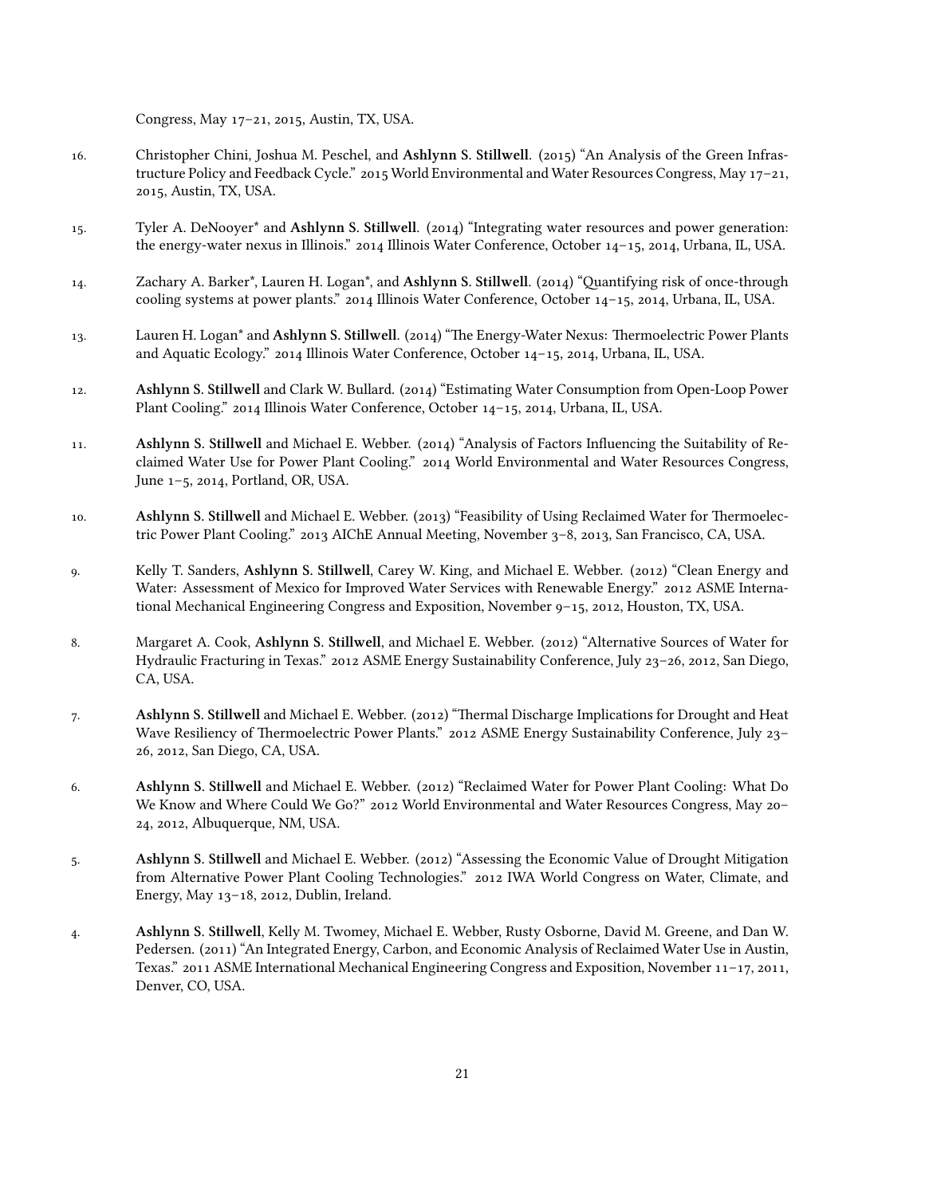Congress, May 17–21, 2015, Austin, TX, USA.

16. Christopher Chini, Joshua M. Peschel, and **Ashlynn S. Stillwell**. (2015) "An Analysis of the Green Infrastructure Policy and Feedback Cycle." 2015 World Environmental and Water Resources Congress, May 17–21, 2015, Austin, TX, USA.

15. Tyler A. DeNooyer* and **Ashlynn S. Stillwell**. (2014) "Integrating water resources and power generation: the energy-water nexus in Illinois." 2014 Illinois Water Conference, October 14–15, 2014, Urbana, IL, USA.

14. Zachary A. Barker*, Lauren H. Logan*, and **Ashlynn S. Stillwell**. (2014) "Quantifying risk of once-through cooling systems at power plants." 2014 Illinois Water Conference, October 14–15, 2014, Urbana, IL, USA.

13. Lauren H. Logan* and **Ashlynn S. Stillwell**. (2014) "The Energy-Water Nexus: Thermoelectric Power Plants and Aquatic Ecology." 2014 Illinois Water Conference, October 14–15, 2014, Urbana, IL, USA.

12. **Ashlynn S. Stillwell** and Clark W. Bullard. (2014) "Estimating Water Consumption from Open-Loop Power Plant Cooling." 2014 Illinois Water Conference, October 14–15, 2014, Urbana, IL, USA.

11. **Ashlynn S. Stillwell** and Michael E. Webber. (2014) "Analysis of Factors Influencing the Suitability of Reclaimed Water Use for Power Plant Cooling." 2014 World Environmental and Water Resources Congress, June 1–5, 2014, Portland, OR, USA.

10. **Ashlynn S. Stillwell** and Michael E. Webber. (2013) "Feasibility of Using Reclaimed Water for Thermoelectric Power Plant Cooling." 2013 AIChE Annual Meeting, November 3–8, 2013, San Francisco, CA, USA.

9. Kelly T. Sanders, **Ashlynn S. Stillwell**, Carey W. King, and Michael E. Webber. (2012) "Clean Energy and Water: Assessment of Mexico for Improved Water Services with Renewable Energy." 2012 ASME International Mechanical Engineering Congress and Exposition, November 9–15, 2012, Houston, TX, USA.

8. Margaret A. Cook, **Ashlynn S. Stillwell**, and Michael E. Webber. (2012) "Alternative Sources of Water for Hydraulic Fracturing in Texas." 2012 ASME Energy Sustainability Conference, July 23–26, 2012, San Diego, CA, USA.

7. **Ashlynn S. Stillwell** and Michael E. Webber. (2012) "Thermal Discharge Implications for Drought and Heat Wave Resiliency of Thermoelectric Power Plants." 2012 ASME Energy Sustainability Conference, July 23–26, 2012, San Diego, CA, USA.

6. **Ashlynn S. Stillwell** and Michael E. Webber. (2012) "Reclaimed Water for Power Plant Cooling: What Do We Know and Where Could We Go?" 2012 World Environmental and Water Resources Congress, May 20–24, 2012, Albuquerque, NM, USA.

5. **Ashlynn S. Stillwell** and Michael E. Webber. (2012) "Assessing the Economic Value of Drought Mitigation from Alternative Power Plant Cooling Technologies." 2012 IWA World Congress on Water, Climate, and Energy, May 13–18, 2012, Dublin, Ireland.

4. **Ashlynn S. Stillwell**, Kelly M. Twomey, Michael E. Webber, Rusty Osborne, David M. Greene, and Dan W. Pedersen. (2011) "An Integrated Energy, Carbon, and Economic Analysis of Reclaimed Water Use in Austin, Texas." 2011 ASME International Mechanical Engineering Congress and Exposition, November 11–17, 2011, Denver, CO, USA.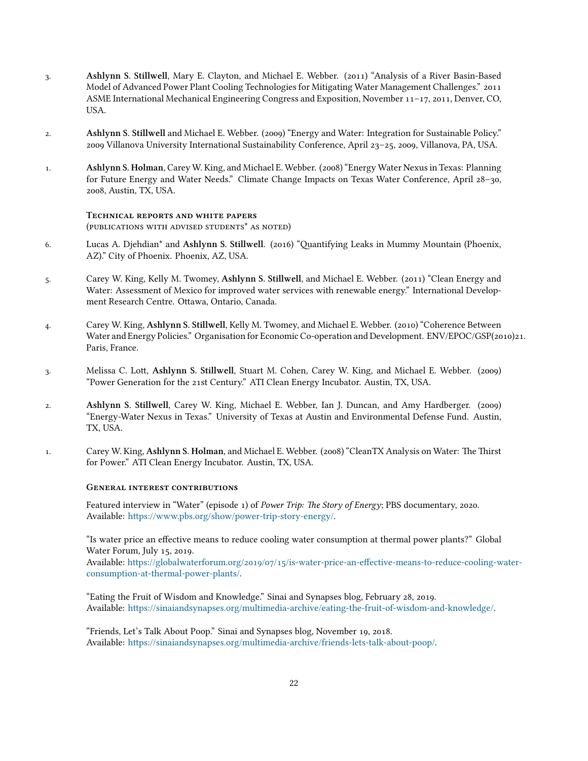3. **Ashlynn S. Stillwell**, Mary E. Clayton, and Michael E. Webber. (2011) "Analysis of a River Basin-Based Model of Advanced Power Plant Cooling Technologies for Mitigating Water Management Challenges." 2011 ASME International Mechanical Engineering Congress and Exposition, November 11–17, 2011, Denver, CO, USA.

2. **Ashlynn S. Stillwell** and Michael E. Webber. (2009) "Energy and Water: Integration for Sustainable Policy." 2009 Villanova University International Sustainability Conference, April 23–25, 2009, Villanova, PA, USA.

1. **Ashlynn S. Holman**, Carey W. King, and Michael E. Webber. (2008) "Energy Water Nexus in Texas: Planning for Future Energy and Water Needs." Climate Change Impacts on Texas Water Conference, April 28–30, 2008, Austin, TX, USA.

### Technical reports and white papers
(publications with advised students* as noted)

6. Lucas A. Djehdian* and **Ashlynn S. Stillwell**. (2016) "Quantifying Leaks in Mummy Mountain (Phoenix, AZ)." City of Phoenix. Phoenix, AZ, USA.

5. Carey W. King, Kelly M. Twomey, **Ashlynn S. Stillwell**, and Michael E. Webber. (2011) "Clean Energy and Water: Assessment of Mexico for improved water services with renewable energy." International Development Research Centre. Ottawa, Ontario, Canada.

4. Carey W. King, **Ashlynn S. Stillwell**, Kelly M. Twomey, and Michael E. Webber. (2010) "Coherence Between Water and Energy Policies." Organisation for Economic Co-operation and Development. ENV/EPOC/GSP(2010)21. Paris, France.

3. Melissa C. Lott, **Ashlynn S. Stillwell**, Stuart M. Cohen, Carey W. King, and Michael E. Webber. (2009) "Power Generation for the 21st Century." ATI Clean Energy Incubator. Austin, TX, USA.

2. **Ashlynn S. Stillwell**, Carey W. King, Michael E. Webber, Ian J. Duncan, and Amy Hardberger. (2009) "Energy-Water Nexus in Texas." University of Texas at Austin and Environmental Defense Fund. Austin, TX, USA.

1. Carey W. King, **Ashlynn S. Holman**, and Michael E. Webber. (2008) "CleanTX Analysis on Water: The Thirst for Power." ATI Clean Energy Incubator. Austin, TX, USA.

### General interest contributions

Featured interview in "Water" (episode 1) of *Power Trip: The Story of Energy*; PBS documentary, 2020.
Available: https://www.pbs.org/show/power-trip-story-energy/.

"Is water price an effective means to reduce cooling water consumption at thermal power plants?" Global Water Forum, July 15, 2019.
Available: https://globalwaterforum.org/2019/07/15/is-water-price-an-effective-means-to-reduce-cooling-water-consumption-at-thermal-power-plants/.

"Eating the Fruit of Wisdom and Knowledge." Sinai and Synapses blog, February 28, 2019.
Available: https://sinaiandsynapses.org/multimedia-archive/eating-the-fruit-of-wisdom-and-knowledge/.

"Friends, Let's Talk About Poop." Sinai and Synapses blog, November 19, 2018.
Available: https://sinaiandsynapses.org/multimedia-archive/friends-lets-talk-about-poop/.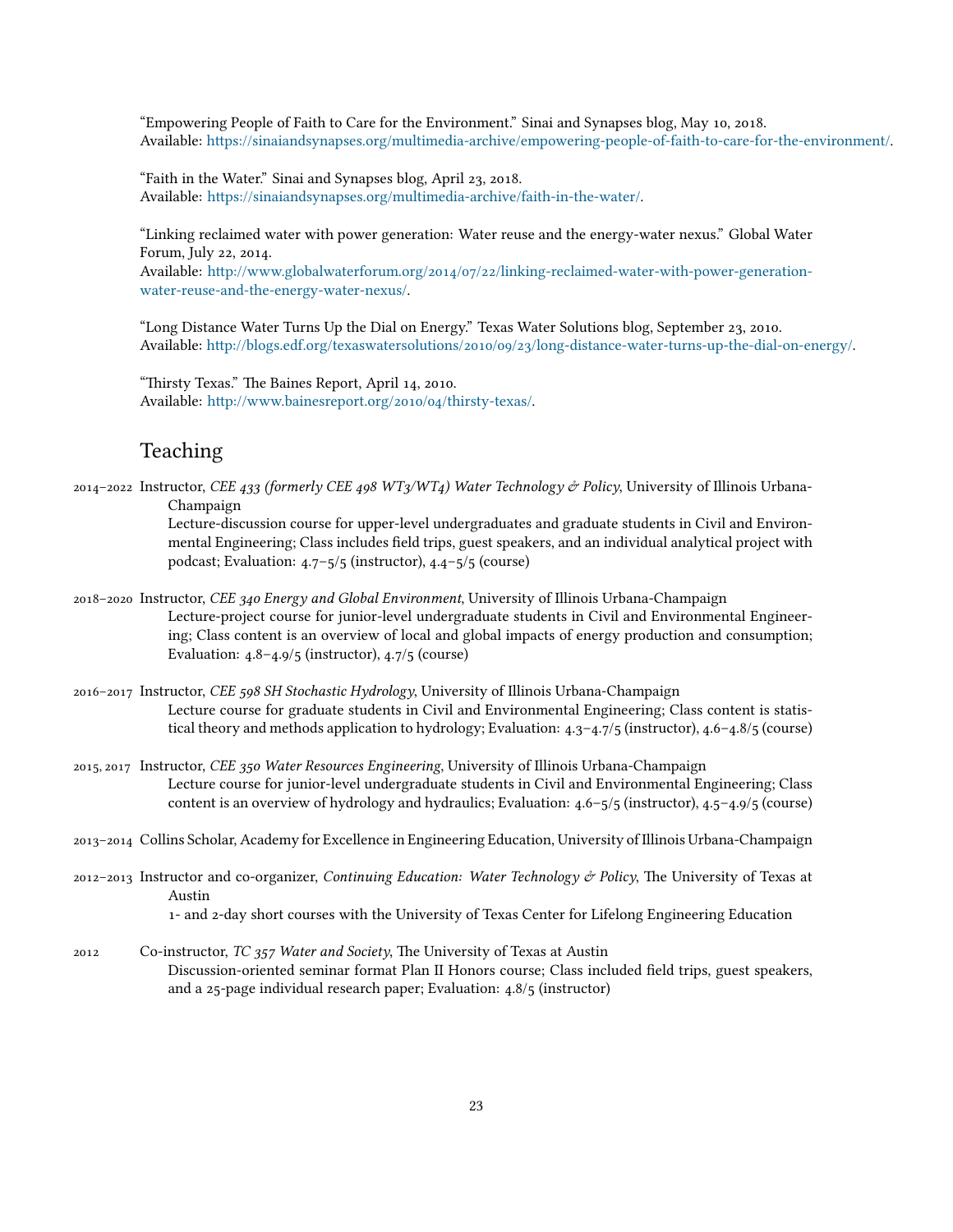"Empowering People of Faith to Care for the Environment." Sinai and Synapses blog, May 10, 2018.
Available: https://sinaiandsynapses.org/multimedia-archive/empowering-people-of-faith-to-care-for-the-environment/.

"Faith in the Water." Sinai and Synapses blog, April 23, 2018.
Available: https://sinaiandsynapses.org/multimedia-archive/faith-in-the-water/.

"Linking reclaimed water with power generation: Water reuse and the energy-water nexus." Global Water Forum, July 22, 2014.
Available: http://www.globalwaterforum.org/2014/07/22/linking-reclaimed-water-with-power-generation-water-reuse-and-the-energy-water-nexus/.

"Long Distance Water Turns Up the Dial on Energy." Texas Water Solutions blog, September 23, 2010.
Available: http://blogs.edf.org/texaswatersolutions/2010/09/23/long-distance-water-turns-up-the-dial-on-energy/.

"Thirsty Texas." The Baines Report, April 14, 2010.
Available: http://www.bainesreport.org/2010/04/thirsty-texas/.

## Teaching

2014–2022 Instructor, *CEE 433 (formerly CEE 498 WT3/WT4) Water Technology & Policy*, University of Illinois Urbana-Champaign
Lecture-discussion course for upper-level undergraduates and graduate students in Civil and Environmental Engineering; Class includes field trips, guest speakers, and an individual analytical project with podcast; Evaluation: 4.7–5/5 (instructor), 4.4–5/5 (course)

2018–2020 Instructor, *CEE 340 Energy and Global Environment*, University of Illinois Urbana-Champaign
Lecture-project course for junior-level undergraduate students in Civil and Environmental Engineering; Class content is an overview of local and global impacts of energy production and consumption; Evaluation: 4.8–4.9/5 (instructor), 4.7/5 (course)

2016–2017 Instructor, *CEE 598 SH Stochastic Hydrology*, University of Illinois Urbana-Champaign
Lecture course for graduate students in Civil and Environmental Engineering; Class content is statistical theory and methods application to hydrology; Evaluation: 4.3–4.7/5 (instructor), 4.6–4.8/5 (course)

2015, 2017 Instructor, *CEE 350 Water Resources Engineering*, University of Illinois Urbana-Champaign
Lecture course for junior-level undergraduate students in Civil and Environmental Engineering; Class content is an overview of hydrology and hydraulics; Evaluation: 4.6–5/5 (instructor), 4.5–4.9/5 (course)

2013–2014 Collins Scholar, Academy for Excellence in Engineering Education, University of Illinois Urbana-Champaign

2012–2013 Instructor and co-organizer, *Continuing Education: Water Technology & Policy*, The University of Texas at Austin
1- and 2-day short courses with the University of Texas Center for Lifelong Engineering Education

2012 Co-instructor, *TC 357 Water and Society*, The University of Texas at Austin
Discussion-oriented seminar format Plan II Honors course; Class included field trips, guest speakers, and a 25-page individual research paper; Evaluation: 4.8/5 (instructor)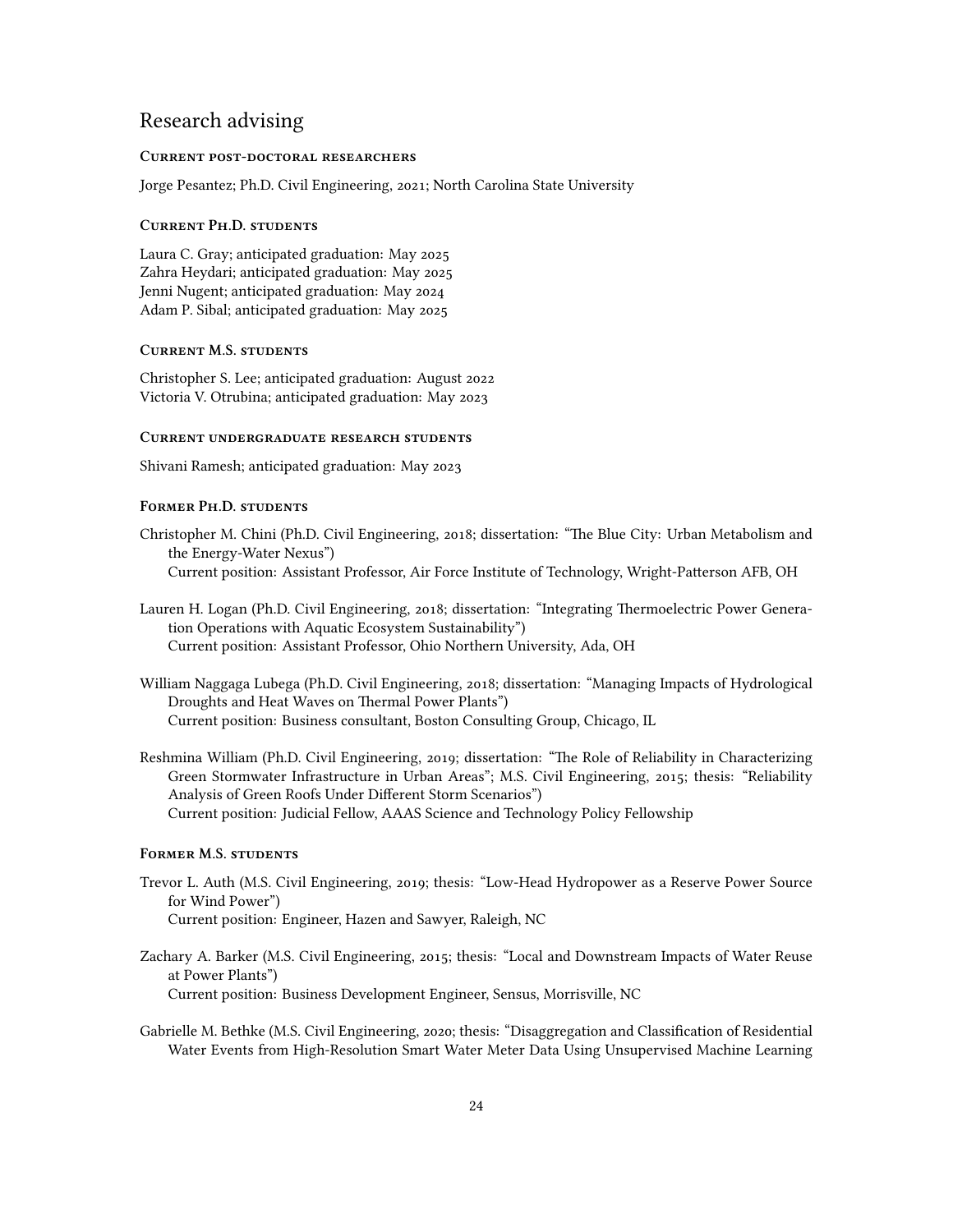## Research advising

### Current post-doctoral researchers

Jorge Pesantez; Ph.D. Civil Engineering, 2021; North Carolina State University

### Current Ph.D. students

Laura C. Gray; anticipated graduation: May 2025
Zahra Heydari; anticipated graduation: May 2025
Jenni Nugent; anticipated graduation: May 2024
Adam P. Sibal; anticipated graduation: May 2025

### Current M.S. students

Christopher S. Lee; anticipated graduation: August 2022
Victoria V. Otrubina; anticipated graduation: May 2023

### Current undergraduate research students

Shivani Ramesh; anticipated graduation: May 2023

### Former Ph.D. students

Christopher M. Chini (Ph.D. Civil Engineering, 2018; dissertation: "The Blue City: Urban Metabolism and the Energy-Water Nexus")
Current position: Assistant Professor, Air Force Institute of Technology, Wright-Patterson AFB, OH

Lauren H. Logan (Ph.D. Civil Engineering, 2018; dissertation: "Integrating Thermoelectric Power Generation Operations with Aquatic Ecosystem Sustainability")
Current position: Assistant Professor, Ohio Northern University, Ada, OH

William Naggaga Lubega (Ph.D. Civil Engineering, 2018; dissertation: "Managing Impacts of Hydrological Droughts and Heat Waves on Thermal Power Plants")
Current position: Business consultant, Boston Consulting Group, Chicago, IL

Reshmina William (Ph.D. Civil Engineering, 2019; dissertation: "The Role of Reliability in Characterizing Green Stormwater Infrastructure in Urban Areas"; M.S. Civil Engineering, 2015; thesis: "Reliability Analysis of Green Roofs Under Different Storm Scenarios")
Current position: Judicial Fellow, AAAS Science and Technology Policy Fellowship

### Former M.S. students

Trevor L. Auth (M.S. Civil Engineering, 2019; thesis: "Low-Head Hydropower as a Reserve Power Source for Wind Power")
Current position: Engineer, Hazen and Sawyer, Raleigh, NC

Zachary A. Barker (M.S. Civil Engineering, 2015; thesis: "Local and Downstream Impacts of Water Reuse at Power Plants")
Current position: Business Development Engineer, Sensus, Morrisville, NC

Gabrielle M. Bethke (M.S. Civil Engineering, 2020; thesis: "Disaggregation and Classification of Residential Water Events from High-Resolution Smart Water Meter Data Using Unsupervised Machine Learning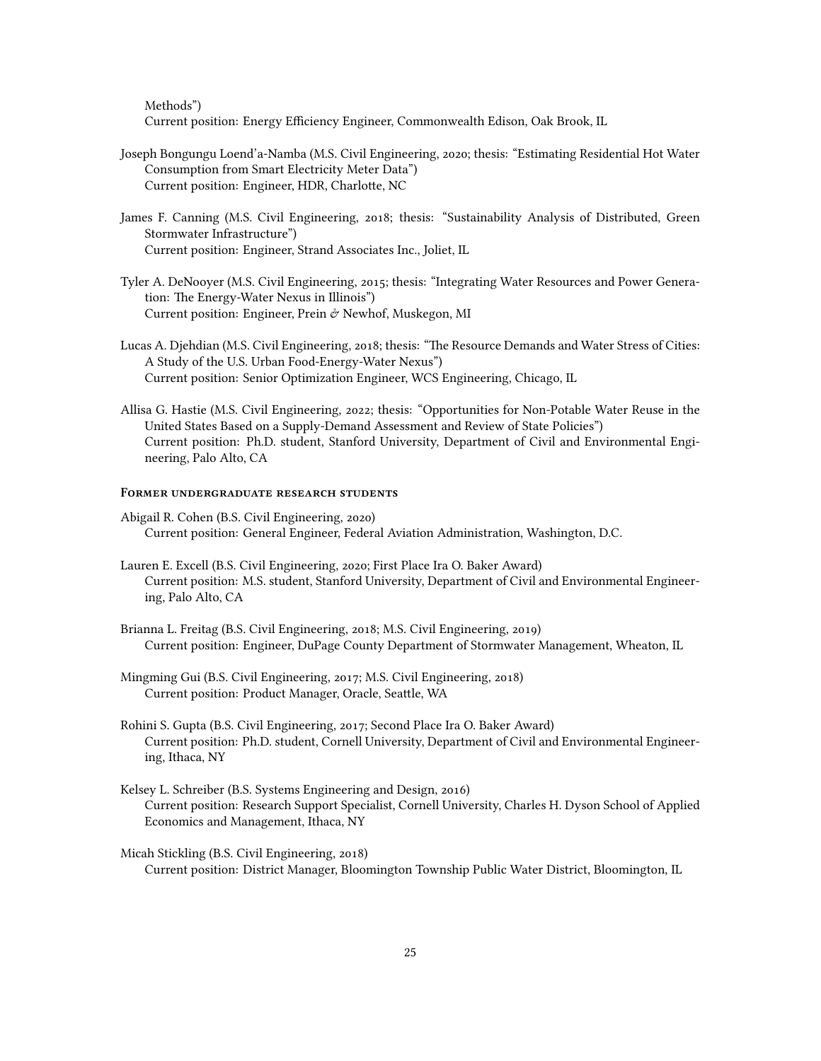Methods")
Current position: Energy Efficiency Engineer, Commonwealth Edison, Oak Brook, IL

Joseph Bongungu Loend'a-Namba (M.S. Civil Engineering, 2020; thesis: "Estimating Residential Hot Water Consumption from Smart Electricity Meter Data")
Current position: Engineer, HDR, Charlotte, NC

James F. Canning (M.S. Civil Engineering, 2018; thesis: "Sustainability Analysis of Distributed, Green Stormwater Infrastructure")
Current position: Engineer, Strand Associates Inc., Joliet, IL

Tyler A. DeNooyer (M.S. Civil Engineering, 2015; thesis: "Integrating Water Resources and Power Generation: The Energy-Water Nexus in Illinois")
Current position: Engineer, Prein & Newhof, Muskegon, MI

Lucas A. Djehdian (M.S. Civil Engineering, 2018; thesis: "The Resource Demands and Water Stress of Cities: A Study of the U.S. Urban Food-Energy-Water Nexus")
Current position: Senior Optimization Engineer, WCS Engineering, Chicago, IL

Allisa G. Hastie (M.S. Civil Engineering, 2022; thesis: "Opportunities for Non-Potable Water Reuse in the United States Based on a Supply-Demand Assessment and Review of State Policies")
Current position: Ph.D. student, Stanford University, Department of Civil and Environmental Engineering, Palo Alto, CA

### Former undergraduate research students

Abigail R. Cohen (B.S. Civil Engineering, 2020)
Current position: General Engineer, Federal Aviation Administration, Washington, D.C.

Lauren E. Excell (B.S. Civil Engineering, 2020; First Place Ira O. Baker Award)
Current position: M.S. student, Stanford University, Department of Civil and Environmental Engineering, Palo Alto, CA

Brianna L. Freitag (B.S. Civil Engineering, 2018; M.S. Civil Engineering, 2019)
Current position: Engineer, DuPage County Department of Stormwater Management, Wheaton, IL

Mingming Gui (B.S. Civil Engineering, 2017; M.S. Civil Engineering, 2018)
Current position: Product Manager, Oracle, Seattle, WA

Rohini S. Gupta (B.S. Civil Engineering, 2017; Second Place Ira O. Baker Award)
Current position: Ph.D. student, Cornell University, Department of Civil and Environmental Engineering, Ithaca, NY

Kelsey L. Schreiber (B.S. Systems Engineering and Design, 2016)
Current position: Research Support Specialist, Cornell University, Charles H. Dyson School of Applied Economics and Management, Ithaca, NY

Micah Stickling (B.S. Civil Engineering, 2018)
Current position: District Manager, Bloomington Township Public Water District, Bloomington, IL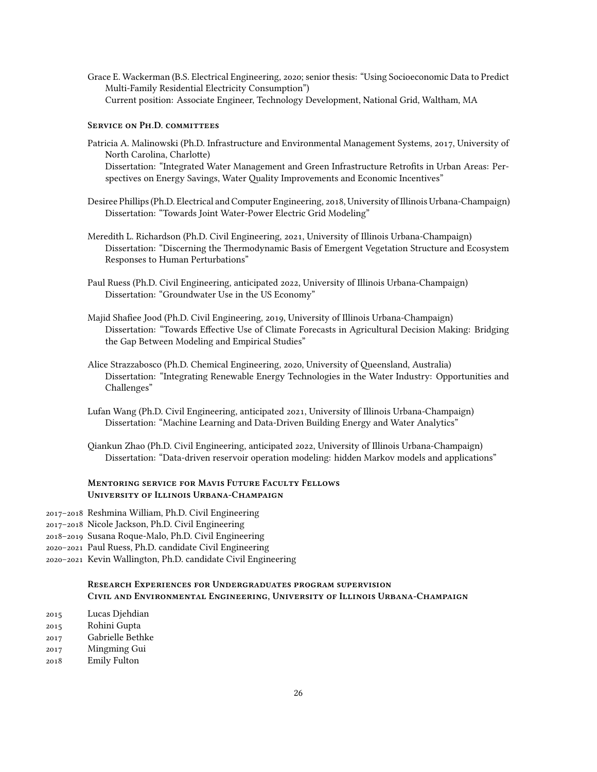Grace E. Wackerman (B.S. Electrical Engineering, 2020; senior thesis: "Using Socioeconomic Data to Predict Multi-Family Residential Electricity Consumption")
Current position: Associate Engineer, Technology Development, National Grid, Waltham, MA

### Service on Ph.D. committees

Patricia A. Malinowski (Ph.D. Infrastructure and Environmental Management Systems, 2017, University of North Carolina, Charlotte)
Dissertation: "Integrated Water Management and Green Infrastructure Retrofits in Urban Areas: Perspectives on Energy Savings, Water Quality Improvements and Economic Incentives"

Desiree Phillips (Ph.D. Electrical and Computer Engineering, 2018, University of Illinois Urbana-Champaign)
Dissertation: "Towards Joint Water-Power Electric Grid Modeling"

Meredith L. Richardson (Ph.D. Civil Engineering, 2021, University of Illinois Urbana-Champaign)
Dissertation: "Discerning the Thermodynamic Basis of Emergent Vegetation Structure and Ecosystem Responses to Human Perturbations"

Paul Ruess (Ph.D. Civil Engineering, anticipated 2022, University of Illinois Urbana-Champaign)
Dissertation: "Groundwater Use in the US Economy"

Majid Shafiee Jood (Ph.D. Civil Engineering, 2019, University of Illinois Urbana-Champaign)
Dissertation: "Towards Effective Use of Climate Forecasts in Agricultural Decision Making: Bridging the Gap Between Modeling and Empirical Studies"

Alice Strazzabosco (Ph.D. Chemical Engineering, 2020, University of Queensland, Australia)
Dissertation: "Integrating Renewable Energy Technologies in the Water Industry: Opportunities and Challenges"

Lufan Wang (Ph.D. Civil Engineering, anticipated 2021, University of Illinois Urbana-Champaign)
Dissertation: "Machine Learning and Data-Driven Building Energy and Water Analytics"

Qiankun Zhao (Ph.D. Civil Engineering, anticipated 2022, University of Illinois Urbana-Champaign)
Dissertation: "Data-driven reservoir operation modeling: hidden Markov models and applications"

### Mentoring service for Mavis Future Faculty Fellows
### University of Illinois Urbana-Champaign

2017–2018 Reshmina William, Ph.D. Civil Engineering
2017–2018 Nicole Jackson, Ph.D. Civil Engineering
2018–2019 Susana Roque-Malo, Ph.D. Civil Engineering
2020–2021 Paul Ruess, Ph.D. candidate Civil Engineering
2020–2021 Kevin Wallington, Ph.D. candidate Civil Engineering

### Research Experiences for Undergraduates program supervision
### Civil and Environmental Engineering, University of Illinois Urbana-Champaign

2015 Lucas Djehdian
2015 Rohini Gupta
2017 Gabrielle Bethke
2017 Mingming Gui
2018 Emily Fulton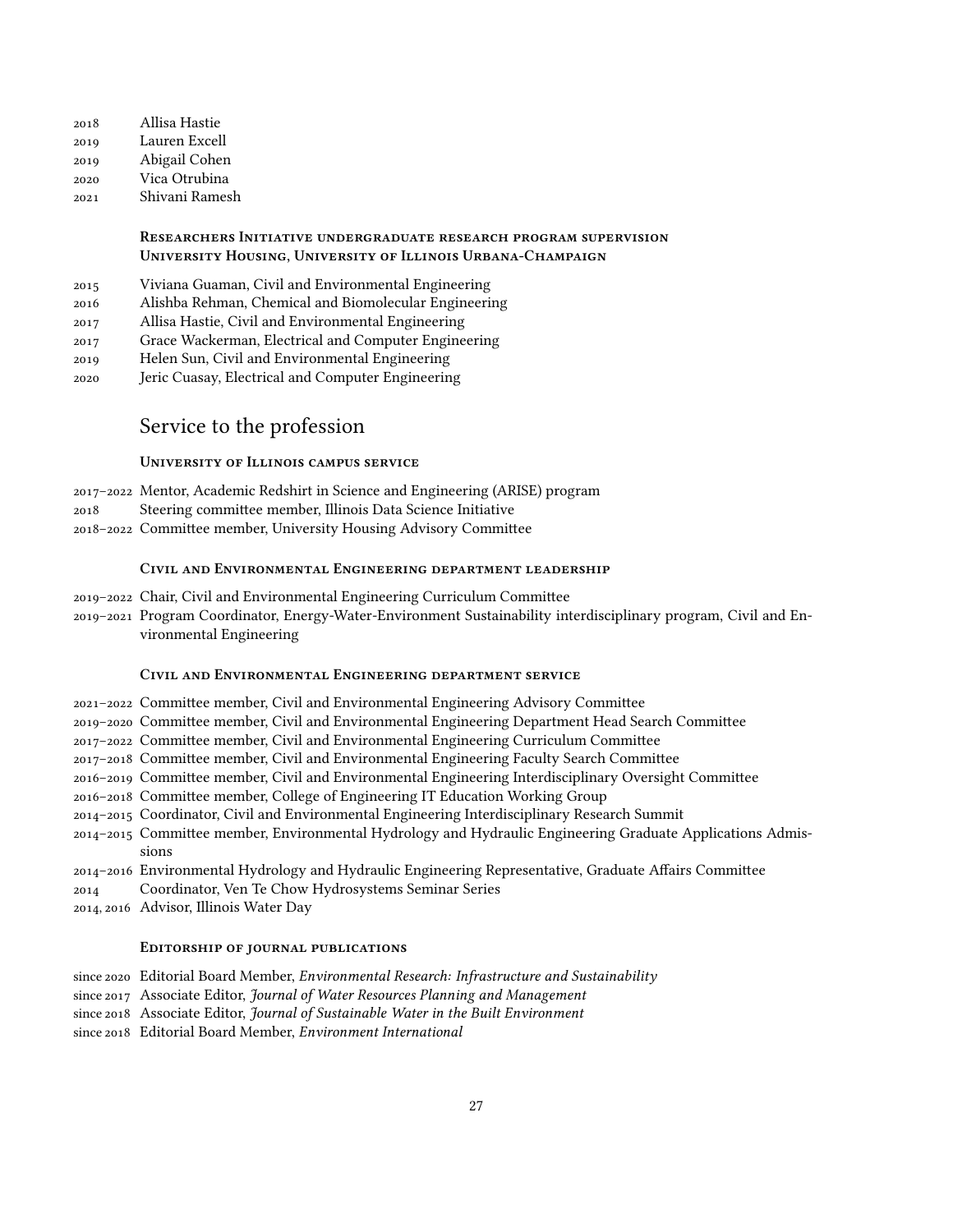2018 Allisa Hastie
2019 Lauren Excell
2019 Abigail Cohen
2020 Vica Otrubina
2021 Shivani Ramesh

### Researchers Initiative undergraduate research program supervision
### University Housing, University of Illinois Urbana-Champaign

2015 Viviana Guaman, Civil and Environmental Engineering
2016 Alishba Rehman, Chemical and Biomolecular Engineering
2017 Allisa Hastie, Civil and Environmental Engineering
2017 Grace Wackerman, Electrical and Computer Engineering
2019 Helen Sun, Civil and Environmental Engineering
2020 Jeric Cuasay, Electrical and Computer Engineering

## Service to the profession

### University of Illinois campus service

2017–2022 Mentor, Academic Redshirt in Science and Engineering (ARISE) program
2018 Steering committee member, Illinois Data Science Initiative
2018–2022 Committee member, University Housing Advisory Committee

### Civil and Environmental Engineering department leadership

2019–2022 Chair, Civil and Environmental Engineering Curriculum Committee
2019–2021 Program Coordinator, Energy-Water-Environment Sustainability interdisciplinary program, Civil and Environmental Engineering

### Civil and Environmental Engineering department service

2021–2022 Committee member, Civil and Environmental Engineering Advisory Committee
2019–2020 Committee member, Civil and Environmental Engineering Department Head Search Committee
2017–2022 Committee member, Civil and Environmental Engineering Curriculum Committee
2017–2018 Committee member, Civil and Environmental Engineering Faculty Search Committee
2016–2019 Committee member, Civil and Environmental Engineering Interdisciplinary Oversight Committee
2016–2018 Committee member, College of Engineering IT Education Working Group
2014–2015 Coordinator, Civil and Environmental Engineering Interdisciplinary Research Summit
2014–2015 Committee member, Environmental Hydrology and Hydraulic Engineering Graduate Applications Admissions
2014–2016 Environmental Hydrology and Hydraulic Engineering Representative, Graduate Affairs Committee
2014 Coordinator, Ven Te Chow Hydrosystems Seminar Series
2014, 2016 Advisor, Illinois Water Day

### Editorship of journal publications

since 2020 Editorial Board Member, *Environmental Research: Infrastructure and Sustainability*
since 2017 Associate Editor, *Journal of Water Resources Planning and Management*
since 2018 Associate Editor, *Journal of Sustainable Water in the Built Environment*
since 2018 Editorial Board Member, *Environment International*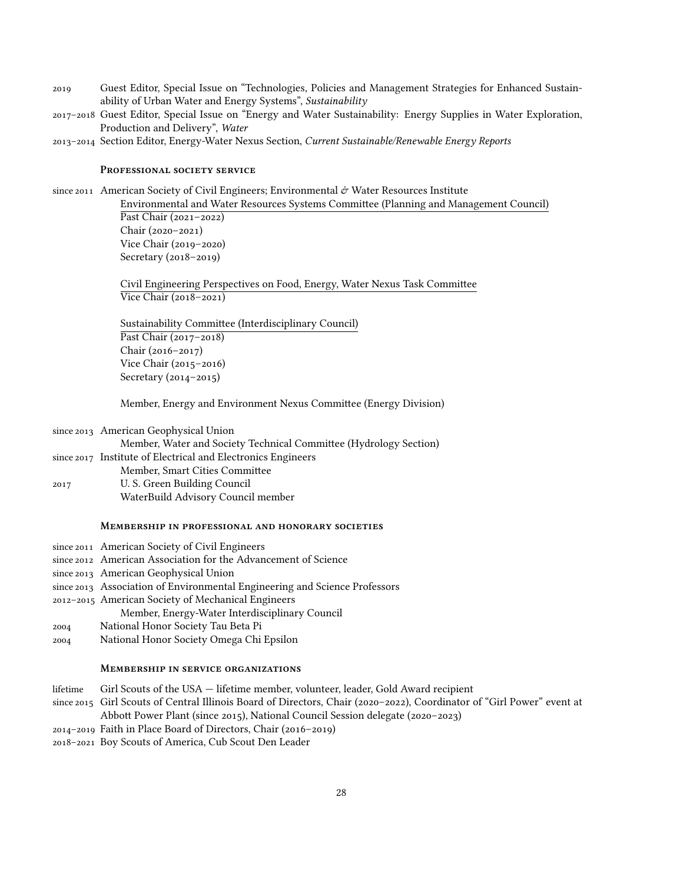2019 Guest Editor, Special Issue on "Technologies, Policies and Management Strategies for Enhanced Sustainability of Urban Water and Energy Systems", *Sustainability*

2017–2018 Guest Editor, Special Issue on "Energy and Water Sustainability: Energy Supplies in Water Exploration, Production and Delivery", *Water*

2013–2014 Section Editor, Energy-Water Nexus Section, *Current Sustainable/Renewable Energy Reports*

### Professional society service

since 2011 American Society of Civil Engineers; Environmental & Water Resources Institute

Environmental and Water Resources Systems Committee (Planning and Management Council)
- Past Chair (2021–2022)
- Chair (2020–2021)
- Vice Chair (2019–2020)
- Secretary (2018–2019)

Civil Engineering Perspectives on Food, Energy, Water Nexus Task Committee
- Vice Chair (2018–2021)

Sustainability Committee (Interdisciplinary Council)
- Past Chair (2017–2018)
- Chair (2016–2017)
- Vice Chair (2015–2016)
- Secretary (2014–2015)

Member, Energy and Environment Nexus Committee (Energy Division)

since 2013 American Geophysical Union
- Member, Water and Society Technical Committee (Hydrology Section)

since 2017 Institute of Electrical and Electronics Engineers
- Member, Smart Cities Committee

2017 U. S. Green Building Council
- WaterBuild Advisory Council member

### Membership in professional and honorary societies

since 2011 American Society of Civil Engineers

since 2012 American Association for the Advancement of Science

since 2013 American Geophysical Union

since 2013 Association of Environmental Engineering and Science Professors

2012–2015 American Society of Mechanical Engineers
- Member, Energy-Water Interdisciplinary Council

2004 National Honor Society Tau Beta Pi

2004 National Honor Society Omega Chi Epsilon

### Membership in service organizations

lifetime Girl Scouts of the USA — lifetime member, volunteer, leader, Gold Award recipient

since 2015 Girl Scouts of Central Illinois Board of Directors, Chair (2020–2022), Coordinator of "Girl Power" event at Abbott Power Plant (since 2015), National Council Session delegate (2020–2023)

2014–2019 Faith in Place Board of Directors, Chair (2016–2019)

2018–2021 Boy Scouts of America, Cub Scout Den Leader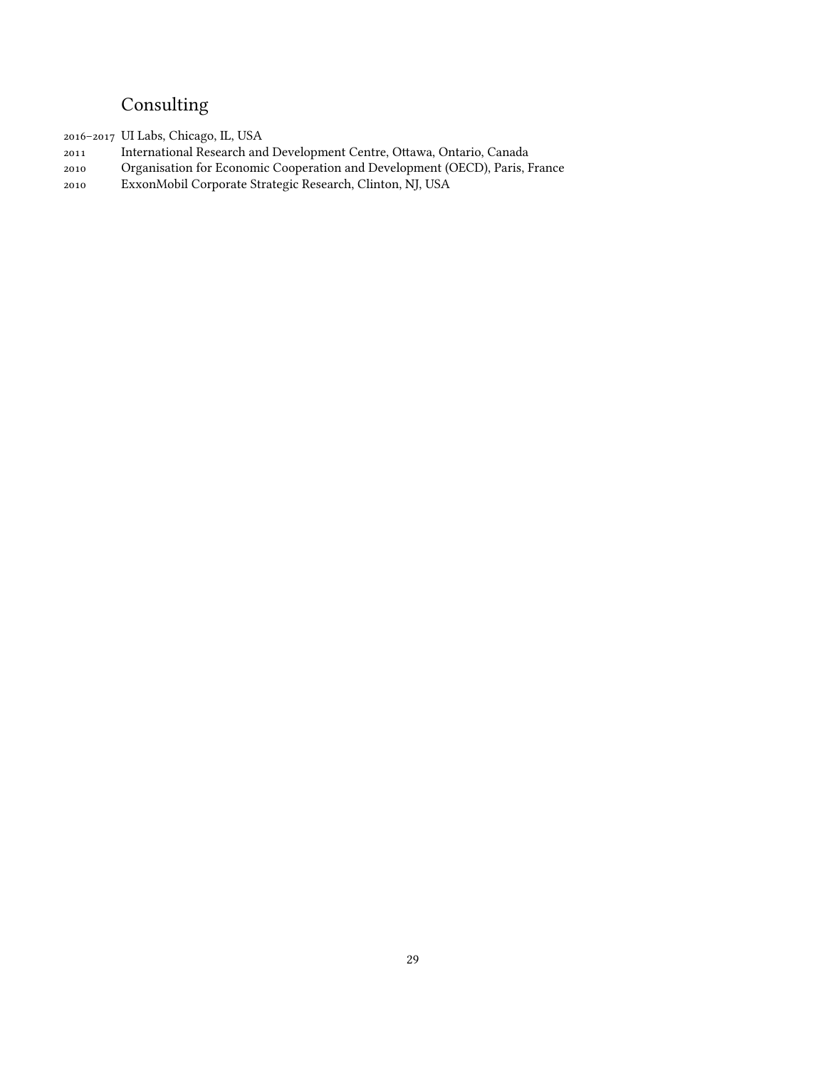## Consulting

2016–2017 UI Labs, Chicago, IL, USA
2011 International Research and Development Centre, Ottawa, Ontario, Canada
2010 Organisation for Economic Cooperation and Development (OECD), Paris, France
2010 ExxonMobil Corporate Strategic Research, Clinton, NJ, USA